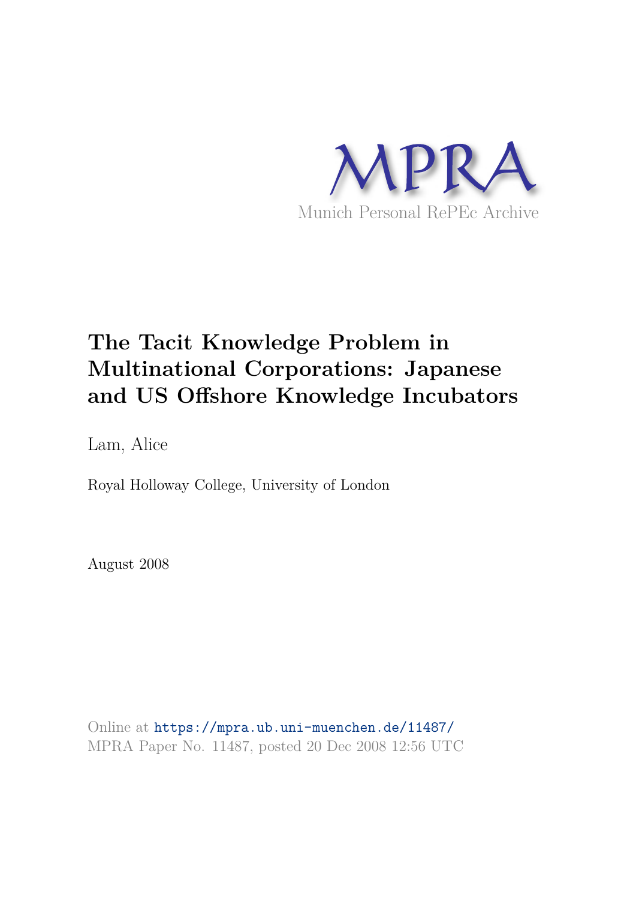MPRA

Munich Personal RePEc Archive

# The Tacit Knowledge Problem in Multinational Corporations: Japanese and US Offshore Knowledge Incubators

Lam, Alice

Royal Holloway College, University of London

August 2008

Online at https://mpra.ub.uni-muenchen.de/11487/
MPRA Paper No. 11487, posted 20 Dec 2008 12:56 UTC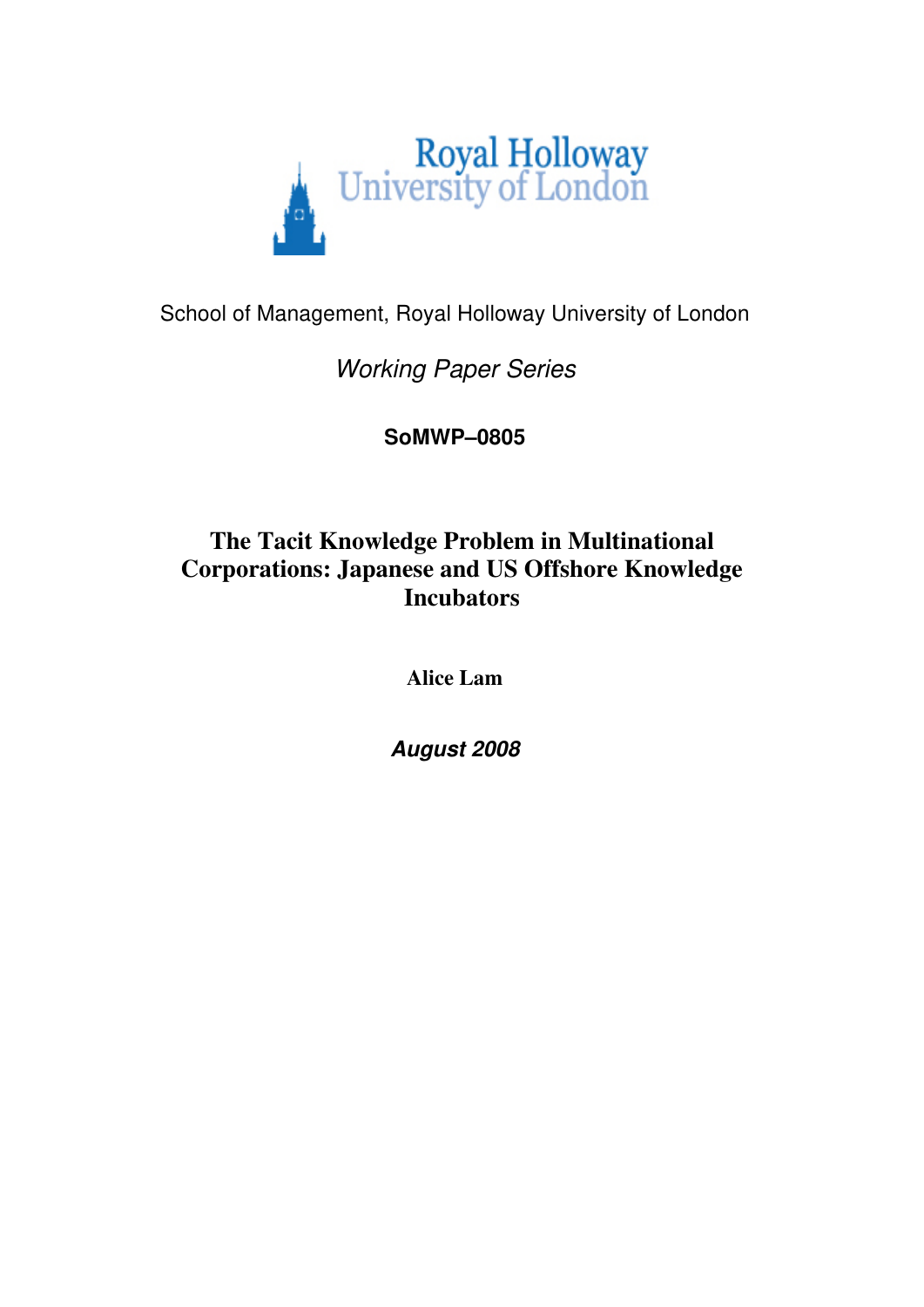School of Management, Royal Holloway University of London

*Working Paper Series*

**SoMWP–0805**

# The Tacit Knowledge Problem in Multinational Corporations: Japanese and US Offshore Knowledge Incubators

**Alice Lam**

***August 2008***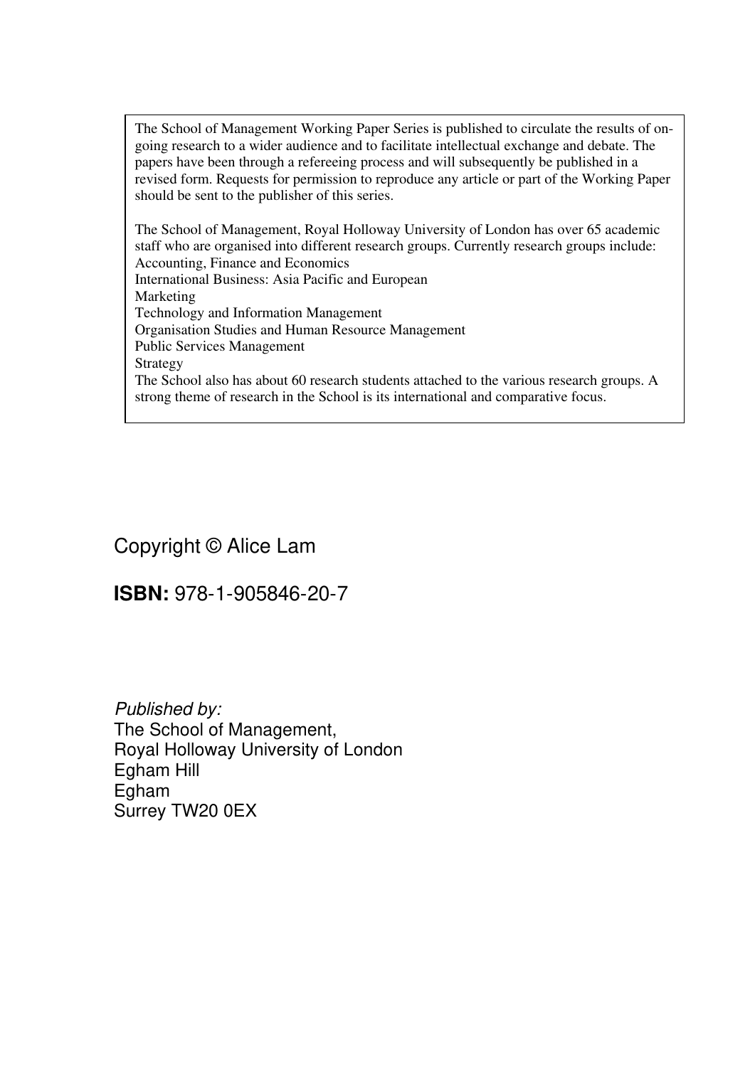The School of Management Working Paper Series is published to circulate the results of on-going research to a wider audience and to facilitate intellectual exchange and debate. The papers have been through a refereeing process and will subsequently be published in a revised form. Requests for permission to reproduce any article or part of the Working Paper should be sent to the publisher of this series.

The School of Management, Royal Holloway University of London has over 65 academic staff who are organised into different research groups. Currently research groups include:
Accounting, Finance and Economics
International Business: Asia Pacific and European
Marketing
Technology and Information Management
Organisation Studies and Human Resource Management
Public Services Management
Strategy
The School also has about 60 research students attached to the various research groups. A strong theme of research in the School is its international and comparative focus.

Copyright © Alice Lam

**ISBN:** 978-1-905846-20-7

*Published by:*
The School of Management,
Royal Holloway University of London
Egham Hill
Egham
Surrey TW20 0EX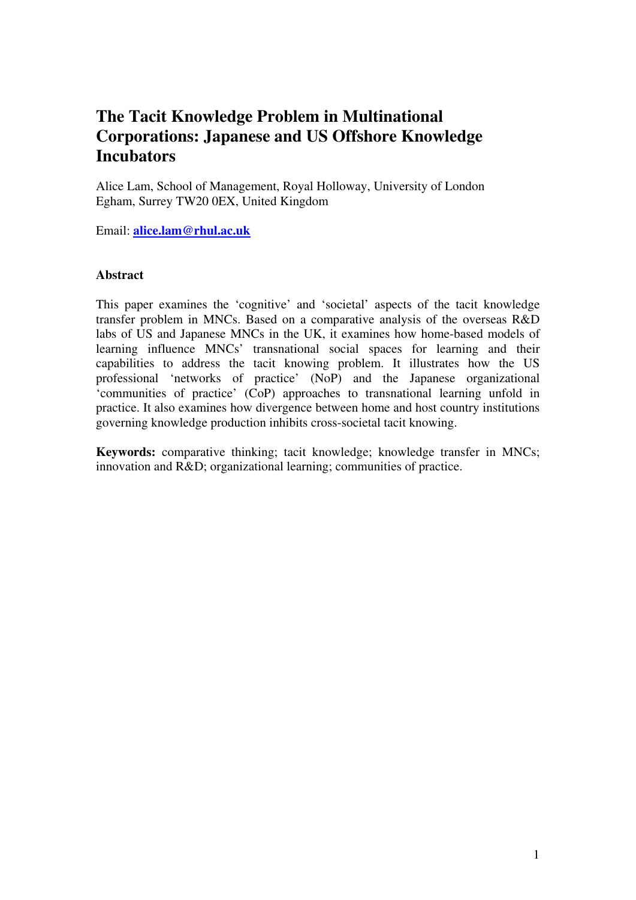# The Tacit Knowledge Problem in Multinational Corporations: Japanese and US Offshore Knowledge Incubators

Alice Lam, School of Management, Royal Holloway, University of London
Egham, Surrey TW20 0EX, United Kingdom

Email: **alice.lam@rhul.ac.uk**

### Abstract

This paper examines the 'cognitive' and 'societal' aspects of the tacit knowledge transfer problem in MNCs. Based on a comparative analysis of the overseas R&D labs of US and Japanese MNCs in the UK, it examines how home-based models of learning influence MNCs' transnational social spaces for learning and their capabilities to address the tacit knowing problem. It illustrates how the US professional 'networks of practice' (NoP) and the Japanese organizational 'communities of practice' (CoP) approaches to transnational learning unfold in practice. It also examines how divergence between home and host country institutions governing knowledge production inhibits cross-societal tacit knowing.

**Keywords:** comparative thinking; tacit knowledge; knowledge transfer in MNCs; innovation and R&D; organizational learning; communities of practice.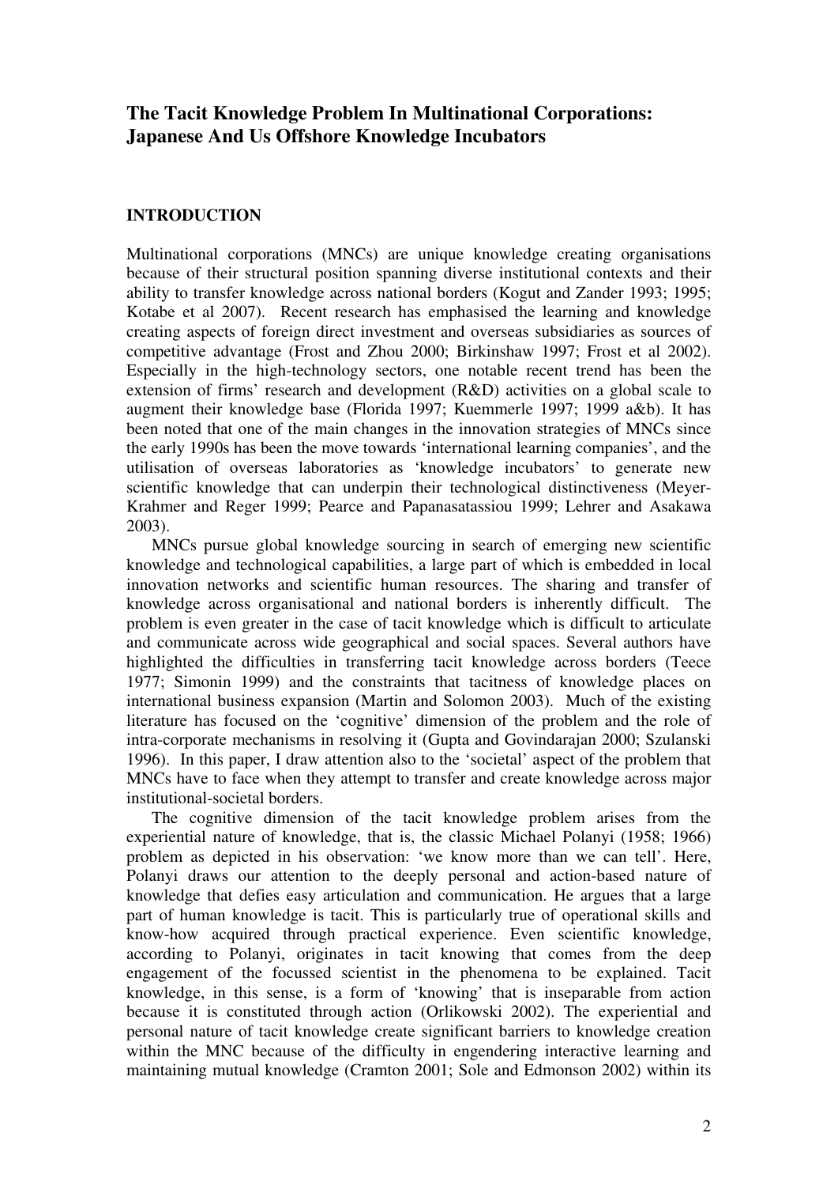# The Tacit Knowledge Problem In Multinational Corporations: Japanese And Us Offshore Knowledge Incubators

## INTRODUCTION

Multinational corporations (MNCs) are unique knowledge creating organisations because of their structural position spanning diverse institutional contexts and their ability to transfer knowledge across national borders (Kogut and Zander 1993; 1995; Kotabe et al 2007). Recent research has emphasised the learning and knowledge creating aspects of foreign direct investment and overseas subsidiaries as sources of competitive advantage (Frost and Zhou 2000; Birkinshaw 1997; Frost et al 2002). Especially in the high-technology sectors, one notable recent trend has been the extension of firms' research and development (R&D) activities on a global scale to augment their knowledge base (Florida 1997; Kuemmerle 1997; 1999 a&b). It has been noted that one of the main changes in the innovation strategies of MNCs since the early 1990s has been the move towards 'international learning companies', and the utilisation of overseas laboratories as 'knowledge incubators' to generate new scientific knowledge that can underpin their technological distinctiveness (Meyer-Krahmer and Reger 1999; Pearce and Papanasatassiou 1999; Lehrer and Asakawa 2003).

MNCs pursue global knowledge sourcing in search of emerging new scientific knowledge and technological capabilities, a large part of which is embedded in local innovation networks and scientific human resources. The sharing and transfer of knowledge across organisational and national borders is inherently difficult. The problem is even greater in the case of tacit knowledge which is difficult to articulate and communicate across wide geographical and social spaces. Several authors have highlighted the difficulties in transferring tacit knowledge across borders (Teece 1977; Simonin 1999) and the constraints that tacitness of knowledge places on international business expansion (Martin and Solomon 2003). Much of the existing literature has focused on the 'cognitive' dimension of the problem and the role of intra-corporate mechanisms in resolving it (Gupta and Govindarajan 2000; Szulanski 1996). In this paper, I draw attention also to the 'societal' aspect of the problem that MNCs have to face when they attempt to transfer and create knowledge across major institutional-societal borders.

The cognitive dimension of the tacit knowledge problem arises from the experiential nature of knowledge, that is, the classic Michael Polanyi (1958; 1966) problem as depicted in his observation: 'we know more than we can tell'. Here, Polanyi draws our attention to the deeply personal and action-based nature of knowledge that defies easy articulation and communication. He argues that a large part of human knowledge is tacit. This is particularly true of operational skills and know-how acquired through practical experience. Even scientific knowledge, according to Polanyi, originates in tacit knowing that comes from the deep engagement of the focussed scientist in the phenomena to be explained. Tacit knowledge, in this sense, is a form of 'knowing' that is inseparable from action because it is constituted through action (Orlikowski 2002). The experiential and personal nature of tacit knowledge create significant barriers to knowledge creation within the MNC because of the difficulty in engendering interactive learning and maintaining mutual knowledge (Cramton 2001; Sole and Edmonson 2002) within its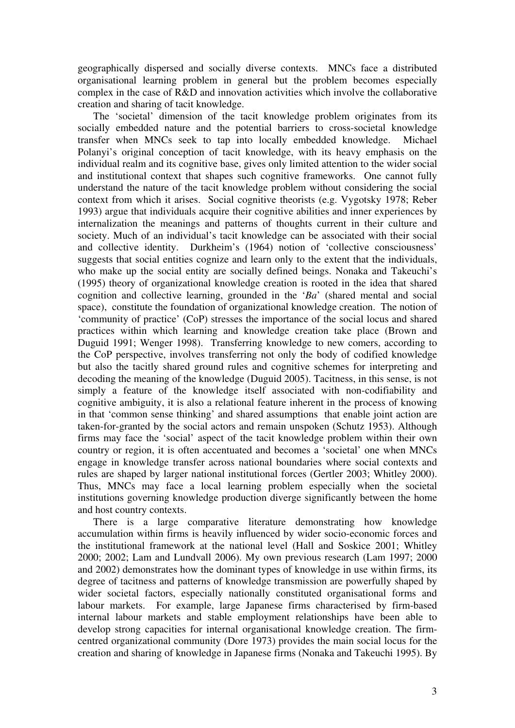geographically dispersed and socially diverse contexts. MNCs face a distributed organisational learning problem in general but the problem becomes especially complex in the case of R&D and innovation activities which involve the collaborative creation and sharing of tacit knowledge.

The 'societal' dimension of the tacit knowledge problem originates from its socially embedded nature and the potential barriers to cross-societal knowledge transfer when MNCs seek to tap into locally embedded knowledge. Michael Polanyi's original conception of tacit knowledge, with its heavy emphasis on the individual realm and its cognitive base, gives only limited attention to the wider social and institutional context that shapes such cognitive frameworks. One cannot fully understand the nature of the tacit knowledge problem without considering the social context from which it arises. Social cognitive theorists (e.g. Vygotsky 1978; Reber 1993) argue that individuals acquire their cognitive abilities and inner experiences by internalization the meanings and patterns of thoughts current in their culture and society. Much of an individual's tacit knowledge can be associated with their social and collective identity. Durkheim's (1964) notion of 'collective consciousness' suggests that social entities cognize and learn only to the extent that the individuals, who make up the social entity are socially defined beings. Nonaka and Takeuchi's (1995) theory of organizational knowledge creation is rooted in the idea that shared cognition and collective learning, grounded in the '*Ba*' (shared mental and social space), constitute the foundation of organizational knowledge creation. The notion of 'community of practice' (CoP) stresses the importance of the social locus and shared practices within which learning and knowledge creation take place (Brown and Duguid 1991; Wenger 1998). Transferring knowledge to new comers, according to the CoP perspective, involves transferring not only the body of codified knowledge but also the tacitly shared ground rules and cognitive schemes for interpreting and decoding the meaning of the knowledge (Duguid 2005). Tacitness, in this sense, is not simply a feature of the knowledge itself associated with non-codifiability and cognitive ambiguity, it is also a relational feature inherent in the process of knowing in that 'common sense thinking' and shared assumptions that enable joint action are taken-for-granted by the social actors and remain unspoken (Schutz 1953). Although firms may face the 'social' aspect of the tacit knowledge problem within their own country or region, it is often accentuated and becomes a 'societal' one when MNCs engage in knowledge transfer across national boundaries where social contexts and rules are shaped by larger national institutional forces (Gertler 2003; Whitley 2000). Thus, MNCs may face a local learning problem especially when the societal institutions governing knowledge production diverge significantly between the home and host country contexts.

There is a large comparative literature demonstrating how knowledge accumulation within firms is heavily influenced by wider socio-economic forces and the institutional framework at the national level (Hall and Soskice 2001; Whitley 2000; 2002; Lam and Lundvall 2006). My own previous research (Lam 1997; 2000 and 2002) demonstrates how the dominant types of knowledge in use within firms, its degree of tacitness and patterns of knowledge transmission are powerfully shaped by wider societal factors, especially nationally constituted organisational forms and labour markets. For example, large Japanese firms characterised by firm-based internal labour markets and stable employment relationships have been able to develop strong capacities for internal organisational knowledge creation. The firm-centred organizational community (Dore 1973) provides the main social locus for the creation and sharing of knowledge in Japanese firms (Nonaka and Takeuchi 1995). By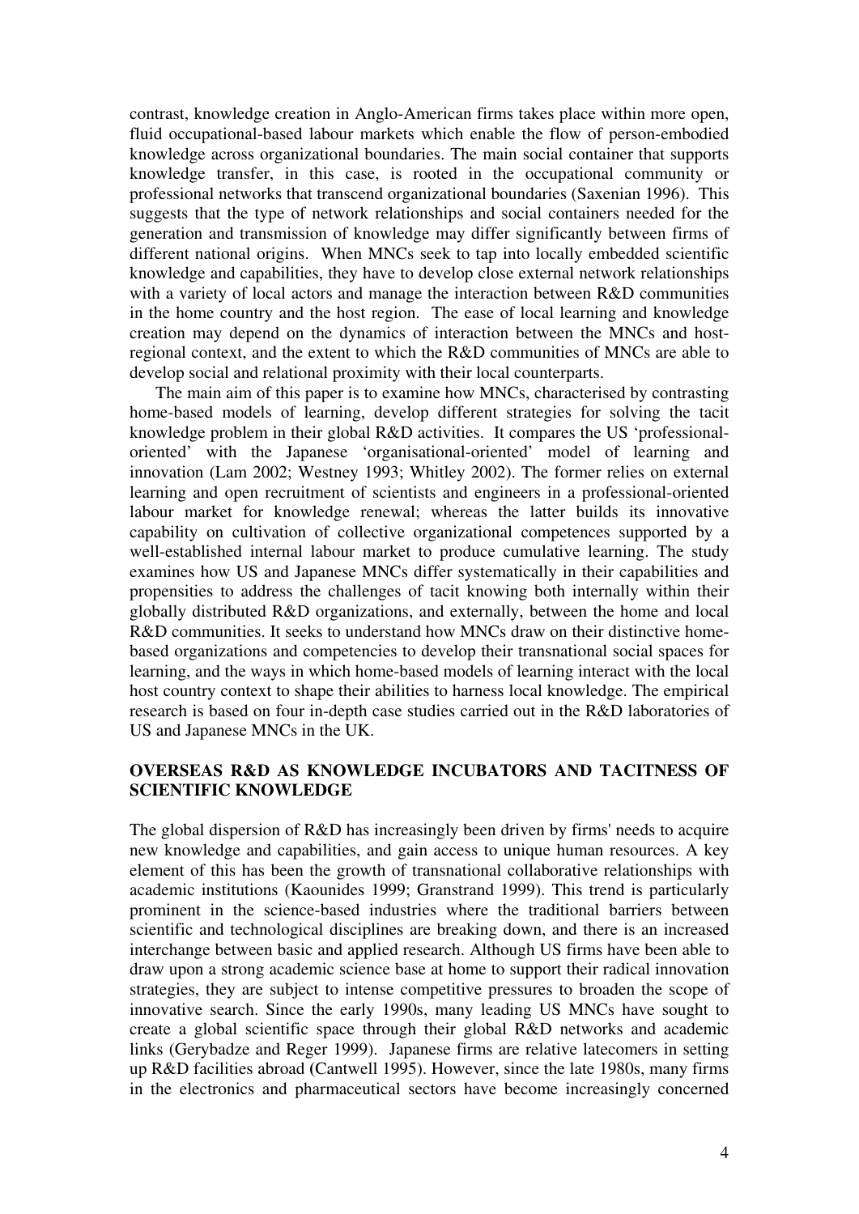contrast, knowledge creation in Anglo-American firms takes place within more open, fluid occupational-based labour markets which enable the flow of person-embodied knowledge across organizational boundaries. The main social container that supports knowledge transfer, in this case, is rooted in the occupational community or professional networks that transcend organizational boundaries (Saxenian 1996). This suggests that the type of network relationships and social containers needed for the generation and transmission of knowledge may differ significantly between firms of different national origins. When MNCs seek to tap into locally embedded scientific knowledge and capabilities, they have to develop close external network relationships with a variety of local actors and manage the interaction between R&D communities in the home country and the host region. The ease of local learning and knowledge creation may depend on the dynamics of interaction between the MNCs and host-regional context, and the extent to which the R&D communities of MNCs are able to develop social and relational proximity with their local counterparts.

The main aim of this paper is to examine how MNCs, characterised by contrasting home-based models of learning, develop different strategies for solving the tacit knowledge problem in their global R&D activities. It compares the US 'professional-oriented' with the Japanese 'organisational-oriented' model of learning and innovation (Lam 2002; Westney 1993; Whitley 2002). The former relies on external learning and open recruitment of scientists and engineers in a professional-oriented labour market for knowledge renewal; whereas the latter builds its innovative capability on cultivation of collective organizational competences supported by a well-established internal labour market to produce cumulative learning. The study examines how US and Japanese MNCs differ systematically in their capabilities and propensities to address the challenges of tacit knowing both internally within their globally distributed R&D organizations, and externally, between the home and local R&D communities. It seeks to understand how MNCs draw on their distinctive home-based organizations and competencies to develop their transnational social spaces for learning, and the ways in which home-based models of learning interact with the local host country context to shape their abilities to harness local knowledge. The empirical research is based on four in-depth case studies carried out in the R&D laboratories of US and Japanese MNCs in the UK.

## OVERSEAS R&D AS KNOWLEDGE INCUBATORS AND TACITNESS OF SCIENTIFIC KNOWLEDGE

The global dispersion of R&D has increasingly been driven by firms' needs to acquire new knowledge and capabilities, and gain access to unique human resources. A key element of this has been the growth of transnational collaborative relationships with academic institutions (Kaounides 1999; Granstrand 1999). This trend is particularly prominent in the science-based industries where the traditional barriers between scientific and technological disciplines are breaking down, and there is an increased interchange between basic and applied research. Although US firms have been able to draw upon a strong academic science base at home to support their radical innovation strategies, they are subject to intense competitive pressures to broaden the scope of innovative search. Since the early 1990s, many leading US MNCs have sought to create a global scientific space through their global R&D networks and academic links (Gerybadze and Reger 1999). Japanese firms are relative latecomers in setting up R&D facilities abroad (Cantwell 1995). However, since the late 1980s, many firms in the electronics and pharmaceutical sectors have become increasingly concerned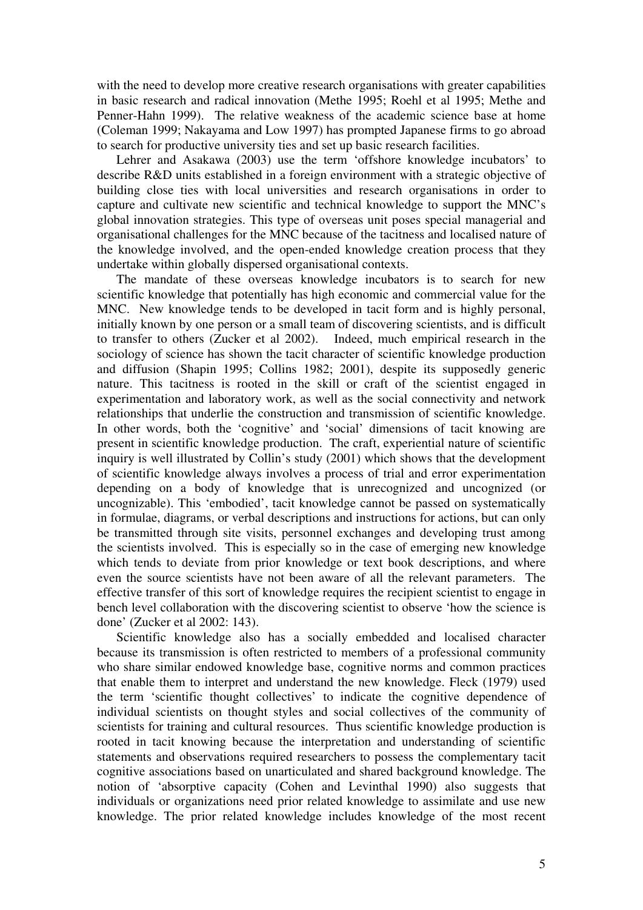with the need to develop more creative research organisations with greater capabilities in basic research and radical innovation (Methe 1995; Roehl et al 1995; Methe and Penner-Hahn 1999). The relative weakness of the academic science base at home (Coleman 1999; Nakayama and Low 1997) has prompted Japanese firms to go abroad to search for productive university ties and set up basic research facilities.

Lehrer and Asakawa (2003) use the term 'offshore knowledge incubators' to describe R&D units established in a foreign environment with a strategic objective of building close ties with local universities and research organisations in order to capture and cultivate new scientific and technical knowledge to support the MNC's global innovation strategies. This type of overseas unit poses special managerial and organisational challenges for the MNC because of the tacitness and localised nature of the knowledge involved, and the open-ended knowledge creation process that they undertake within globally dispersed organisational contexts.

The mandate of these overseas knowledge incubators is to search for new scientific knowledge that potentially has high economic and commercial value for the MNC. New knowledge tends to be developed in tacit form and is highly personal, initially known by one person or a small team of discovering scientists, and is difficult to transfer to others (Zucker et al 2002). Indeed, much empirical research in the sociology of science has shown the tacit character of scientific knowledge production and diffusion (Shapin 1995; Collins 1982; 2001), despite its supposedly generic nature. This tacitness is rooted in the skill or craft of the scientist engaged in experimentation and laboratory work, as well as the social connectivity and network relationships that underlie the construction and transmission of scientific knowledge. In other words, both the 'cognitive' and 'social' dimensions of tacit knowing are present in scientific knowledge production. The craft, experiential nature of scientific inquiry is well illustrated by Collin's study (2001) which shows that the development of scientific knowledge always involves a process of trial and error experimentation depending on a body of knowledge that is unrecognized and uncognized (or uncognizable). This 'embodied', tacit knowledge cannot be passed on systematically in formulae, diagrams, or verbal descriptions and instructions for actions, but can only be transmitted through site visits, personnel exchanges and developing trust among the scientists involved. This is especially so in the case of emerging new knowledge which tends to deviate from prior knowledge or text book descriptions, and where even the source scientists have not been aware of all the relevant parameters. The effective transfer of this sort of knowledge requires the recipient scientist to engage in bench level collaboration with the discovering scientist to observe 'how the science is done' (Zucker et al 2002: 143).

Scientific knowledge also has a socially embedded and localised character because its transmission is often restricted to members of a professional community who share similar endowed knowledge base, cognitive norms and common practices that enable them to interpret and understand the new knowledge. Fleck (1979) used the term 'scientific thought collectives' to indicate the cognitive dependence of individual scientists on thought styles and social collectives of the community of scientists for training and cultural resources. Thus scientific knowledge production is rooted in tacit knowing because the interpretation and understanding of scientific statements and observations required researchers to possess the complementary tacit cognitive associations based on unarticulated and shared background knowledge. The notion of 'absorptive capacity (Cohen and Levinthal 1990) also suggests that individuals or organizations need prior related knowledge to assimilate and use new knowledge. The prior related knowledge includes knowledge of the most recent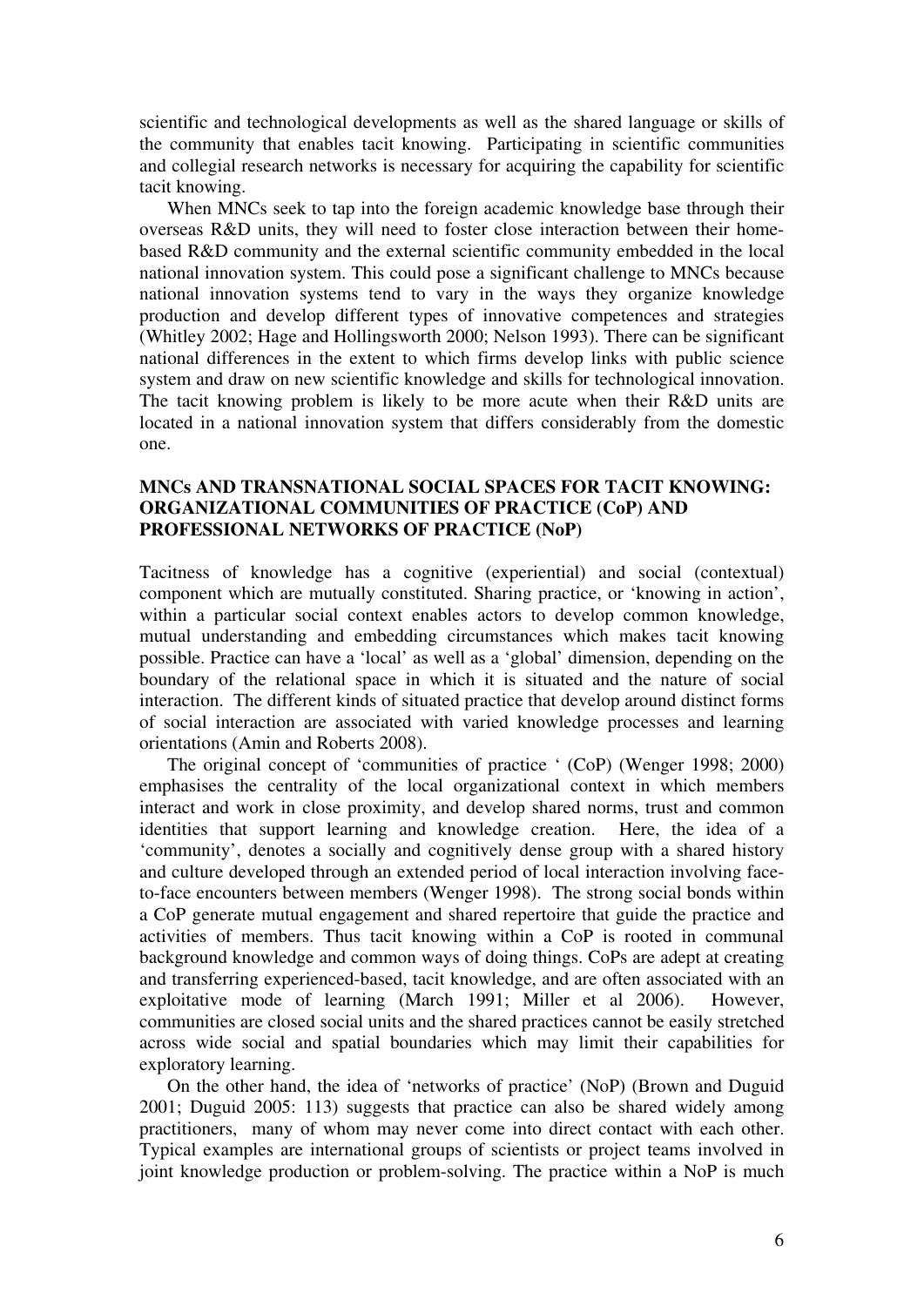scientific and technological developments as well as the shared language or skills of the community that enables tacit knowing. Participating in scientific communities and collegial research networks is necessary for acquiring the capability for scientific tacit knowing.

When MNCs seek to tap into the foreign academic knowledge base through their overseas R&D units, they will need to foster close interaction between their home-based R&D community and the external scientific community embedded in the local national innovation system. This could pose a significant challenge to MNCs because national innovation systems tend to vary in the ways they organize knowledge production and develop different types of innovative competences and strategies (Whitley 2002; Hage and Hollingsworth 2000; Nelson 1993). There can be significant national differences in the extent to which firms develop links with public science system and draw on new scientific knowledge and skills for technological innovation. The tacit knowing problem is likely to be more acute when their R&D units are located in a national innovation system that differs considerably from the domestic one.

## MNCs AND TRANSNATIONAL SOCIAL SPACES FOR TACIT KNOWING: ORGANIZATIONAL COMMUNITIES OF PRACTICE (CoP) AND PROFESSIONAL NETWORKS OF PRACTICE (NoP)

Tacitness of knowledge has a cognitive (experiential) and social (contextual) component which are mutually constituted. Sharing practice, or 'knowing in action', within a particular social context enables actors to develop common knowledge, mutual understanding and embedding circumstances which makes tacit knowing possible. Practice can have a 'local' as well as a 'global' dimension, depending on the boundary of the relational space in which it is situated and the nature of social interaction. The different kinds of situated practice that develop around distinct forms of social interaction are associated with varied knowledge processes and learning orientations (Amin and Roberts 2008).

The original concept of 'communities of practice ' (CoP) (Wenger 1998; 2000) emphasises the centrality of the local organizational context in which members interact and work in close proximity, and develop shared norms, trust and common identities that support learning and knowledge creation. Here, the idea of a 'community', denotes a socially and cognitively dense group with a shared history and culture developed through an extended period of local interaction involving face-to-face encounters between members (Wenger 1998). The strong social bonds within a CoP generate mutual engagement and shared repertoire that guide the practice and activities of members. Thus tacit knowing within a CoP is rooted in communal background knowledge and common ways of doing things. CoPs are adept at creating and transferring experienced-based, tacit knowledge, and are often associated with an exploitative mode of learning (March 1991; Miller et al 2006). However, communities are closed social units and the shared practices cannot be easily stretched across wide social and spatial boundaries which may limit their capabilities for exploratory learning.

On the other hand, the idea of 'networks of practice' (NoP) (Brown and Duguid 2001; Duguid 2005: 113) suggests that practice can also be shared widely among practitioners, many of whom may never come into direct contact with each other. Typical examples are international groups of scientists or project teams involved in joint knowledge production or problem-solving. The practice within a NoP is much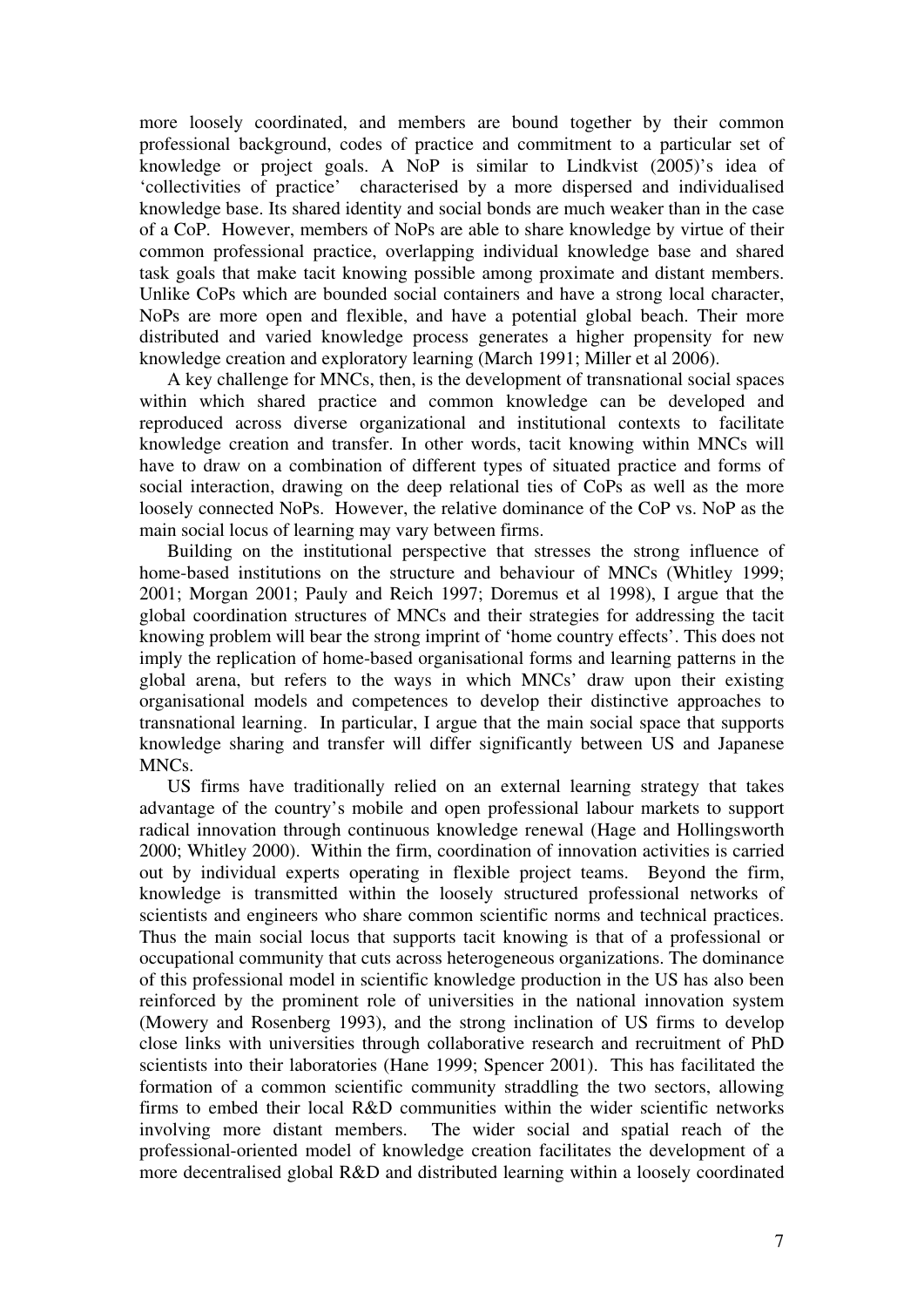more loosely coordinated, and members are bound together by their common professional background, codes of practice and commitment to a particular set of knowledge or project goals. A NoP is similar to Lindkvist (2005)'s idea of 'collectivities of practice' characterised by a more dispersed and individualised knowledge base. Its shared identity and social bonds are much weaker than in the case of a CoP. However, members of NoPs are able to share knowledge by virtue of their common professional practice, overlapping individual knowledge base and shared task goals that make tacit knowing possible among proximate and distant members. Unlike CoPs which are bounded social containers and have a strong local character, NoPs are more open and flexible, and have a potential global beach. Their more distributed and varied knowledge process generates a higher propensity for new knowledge creation and exploratory learning (March 1991; Miller et al 2006).

A key challenge for MNCs, then, is the development of transnational social spaces within which shared practice and common knowledge can be developed and reproduced across diverse organizational and institutional contexts to facilitate knowledge creation and transfer. In other words, tacit knowing within MNCs will have to draw on a combination of different types of situated practice and forms of social interaction, drawing on the deep relational ties of CoPs as well as the more loosely connected NoPs. However, the relative dominance of the CoP vs. NoP as the main social locus of learning may vary between firms.

Building on the institutional perspective that stresses the strong influence of home-based institutions on the structure and behaviour of MNCs (Whitley 1999; 2001; Morgan 2001; Pauly and Reich 1997; Doremus et al 1998), I argue that the global coordination structures of MNCs and their strategies for addressing the tacit knowing problem will bear the strong imprint of 'home country effects'. This does not imply the replication of home-based organisational forms and learning patterns in the global arena, but refers to the ways in which MNCs' draw upon their existing organisational models and competences to develop their distinctive approaches to transnational learning. In particular, I argue that the main social space that supports knowledge sharing and transfer will differ significantly between US and Japanese MNCs.

US firms have traditionally relied on an external learning strategy that takes advantage of the country's mobile and open professional labour markets to support radical innovation through continuous knowledge renewal (Hage and Hollingsworth 2000; Whitley 2000). Within the firm, coordination of innovation activities is carried out by individual experts operating in flexible project teams. Beyond the firm, knowledge is transmitted within the loosely structured professional networks of scientists and engineers who share common scientific norms and technical practices. Thus the main social locus that supports tacit knowing is that of a professional or occupational community that cuts across heterogeneous organizations. The dominance of this professional model in scientific knowledge production in the US has also been reinforced by the prominent role of universities in the national innovation system (Mowery and Rosenberg 1993), and the strong inclination of US firms to develop close links with universities through collaborative research and recruitment of PhD scientists into their laboratories (Hane 1999; Spencer 2001). This has facilitated the formation of a common scientific community straddling the two sectors, allowing firms to embed their local R&D communities within the wider scientific networks involving more distant members. The wider social and spatial reach of the professional-oriented model of knowledge creation facilitates the development of a more decentralised global R&D and distributed learning within a loosely coordinated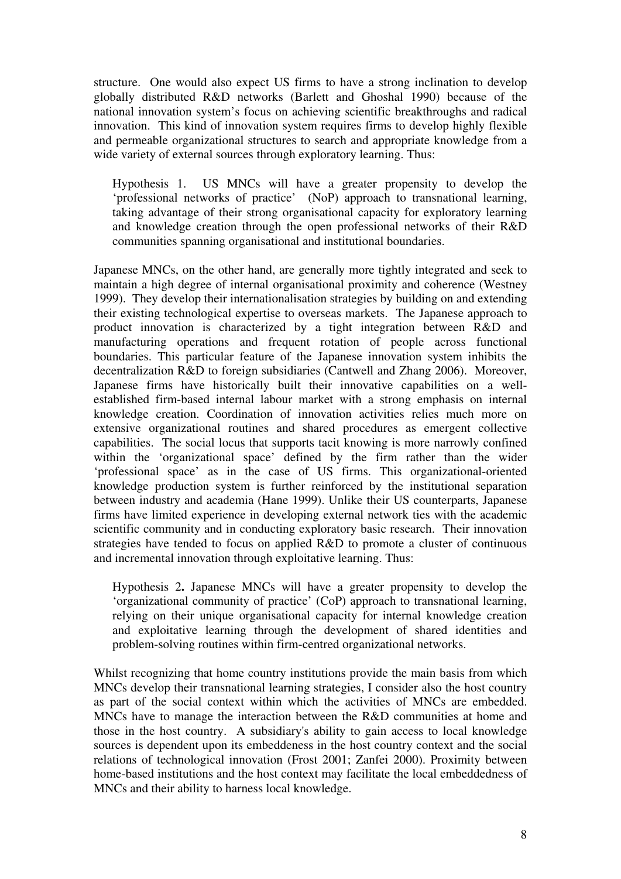structure. One would also expect US firms to have a strong inclination to develop globally distributed R&D networks (Barlett and Ghoshal 1990) because of the national innovation system's focus on achieving scientific breakthroughs and radical innovation. This kind of innovation system requires firms to develop highly flexible and permeable organizational structures to search and appropriate knowledge from a wide variety of external sources through exploratory learning. Thus:

> Hypothesis 1. US MNCs will have a greater propensity to develop the 'professional networks of practice' (NoP) approach to transnational learning, taking advantage of their strong organisational capacity for exploratory learning and knowledge creation through the open professional networks of their R&D communities spanning organisational and institutional boundaries.

Japanese MNCs, on the other hand, are generally more tightly integrated and seek to maintain a high degree of internal organisational proximity and coherence (Westney 1999). They develop their internationalisation strategies by building on and extending their existing technological expertise to overseas markets. The Japanese approach to product innovation is characterized by a tight integration between R&D and manufacturing operations and frequent rotation of people across functional boundaries. This particular feature of the Japanese innovation system inhibits the decentralization R&D to foreign subsidiaries (Cantwell and Zhang 2006). Moreover, Japanese firms have historically built their innovative capabilities on a well-established firm-based internal labour market with a strong emphasis on internal knowledge creation. Coordination of innovation activities relies much more on extensive organizational routines and shared procedures as emergent collective capabilities. The social locus that supports tacit knowing is more narrowly confined within the 'organizational space' defined by the firm rather than the wider 'professional space' as in the case of US firms. This organizational-oriented knowledge production system is further reinforced by the institutional separation between industry and academia (Hane 1999). Unlike their US counterparts, Japanese firms have limited experience in developing external network ties with the academic scientific community and in conducting exploratory basic research. Their innovation strategies have tended to focus on applied R&D to promote a cluster of continuous and incremental innovation through exploitative learning. Thus:

> Hypothesis 2**.** Japanese MNCs will have a greater propensity to develop the 'organizational community of practice' (CoP) approach to transnational learning, relying on their unique organisational capacity for internal knowledge creation and exploitative learning through the development of shared identities and problem-solving routines within firm-centred organizational networks.

Whilst recognizing that home country institutions provide the main basis from which MNCs develop their transnational learning strategies, I consider also the host country as part of the social context within which the activities of MNCs are embedded. MNCs have to manage the interaction between the R&D communities at home and those in the host country. A subsidiary's ability to gain access to local knowledge sources is dependent upon its embeddedness in the host country context and the social relations of technological innovation (Frost 2001; Zanfei 2000). Proximity between home-based institutions and the host context may facilitate the local embeddedness of MNCs and their ability to harness local knowledge.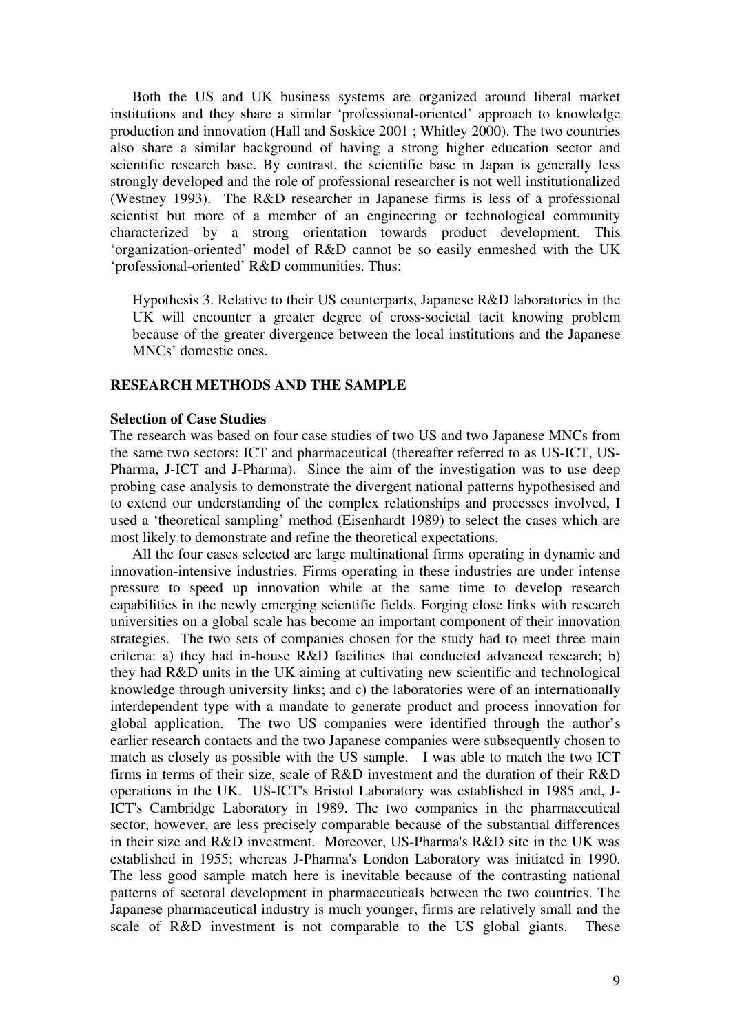Both the US and UK business systems are organized around liberal market institutions and they share a similar 'professional-oriented' approach to knowledge production and innovation (Hall and Soskice 2001 ; Whitley 2000). The two countries also share a similar background of having a strong higher education sector and scientific research base. By contrast, the scientific base in Japan is generally less strongly developed and the role of professional researcher is not well institutionalized (Westney 1993). The R&D researcher in Japanese firms is less of a professional scientist but more of a member of an engineering or technological community characterized by a strong orientation towards product development. This 'organization-oriented' model of R&D cannot be so easily enmeshed with the UK 'professional-oriented' R&D communities. Thus:

> Hypothesis 3. Relative to their US counterparts, Japanese R&D laboratories in the UK will encounter a greater degree of cross-societal tacit knowing problem because of the greater divergence between the local institutions and the Japanese MNCs' domestic ones.

## RESEARCH METHODS AND THE SAMPLE

### Selection of Case Studies

The research was based on four case studies of two US and two Japanese MNCs from the same two sectors: ICT and pharmaceutical (thereafter referred to as US-ICT, US-Pharma, J-ICT and J-Pharma). Since the aim of the investigation was to use deep probing case analysis to demonstrate the divergent national patterns hypothesised and to extend our understanding of the complex relationships and processes involved, I used a 'theoretical sampling' method (Eisenhardt 1989) to select the cases which are most likely to demonstrate and refine the theoretical expectations.

All the four cases selected are large multinational firms operating in dynamic and innovation-intensive industries. Firms operating in these industries are under intense pressure to speed up innovation while at the same time to develop research capabilities in the newly emerging scientific fields. Forging close links with research universities on a global scale has become an important component of their innovation strategies. The two sets of companies chosen for the study had to meet three main criteria: a) they had in-house R&D facilities that conducted advanced research; b) they had R&D units in the UK aiming at cultivating new scientific and technological knowledge through university links; and c) the laboratories were of an internationally interdependent type with a mandate to generate product and process innovation for global application. The two US companies were identified through the author's earlier research contacts and the two Japanese companies were subsequently chosen to match as closely as possible with the US sample. I was able to match the two ICT firms in terms of their size, scale of R&D investment and the duration of their R&D operations in the UK. US-ICT's Bristol Laboratory was established in 1985 and, J-ICT's Cambridge Laboratory in 1989. The two companies in the pharmaceutical sector, however, are less precisely comparable because of the substantial differences in their size and R&D investment. Moreover, US-Pharma's R&D site in the UK was established in 1955; whereas J-Pharma's London Laboratory was initiated in 1990. The less good sample match here is inevitable because of the contrasting national patterns of sectoral development in pharmaceuticals between the two countries. The Japanese pharmaceutical industry is much younger, firms are relatively small and the scale of R&D investment is not comparable to the US global giants. These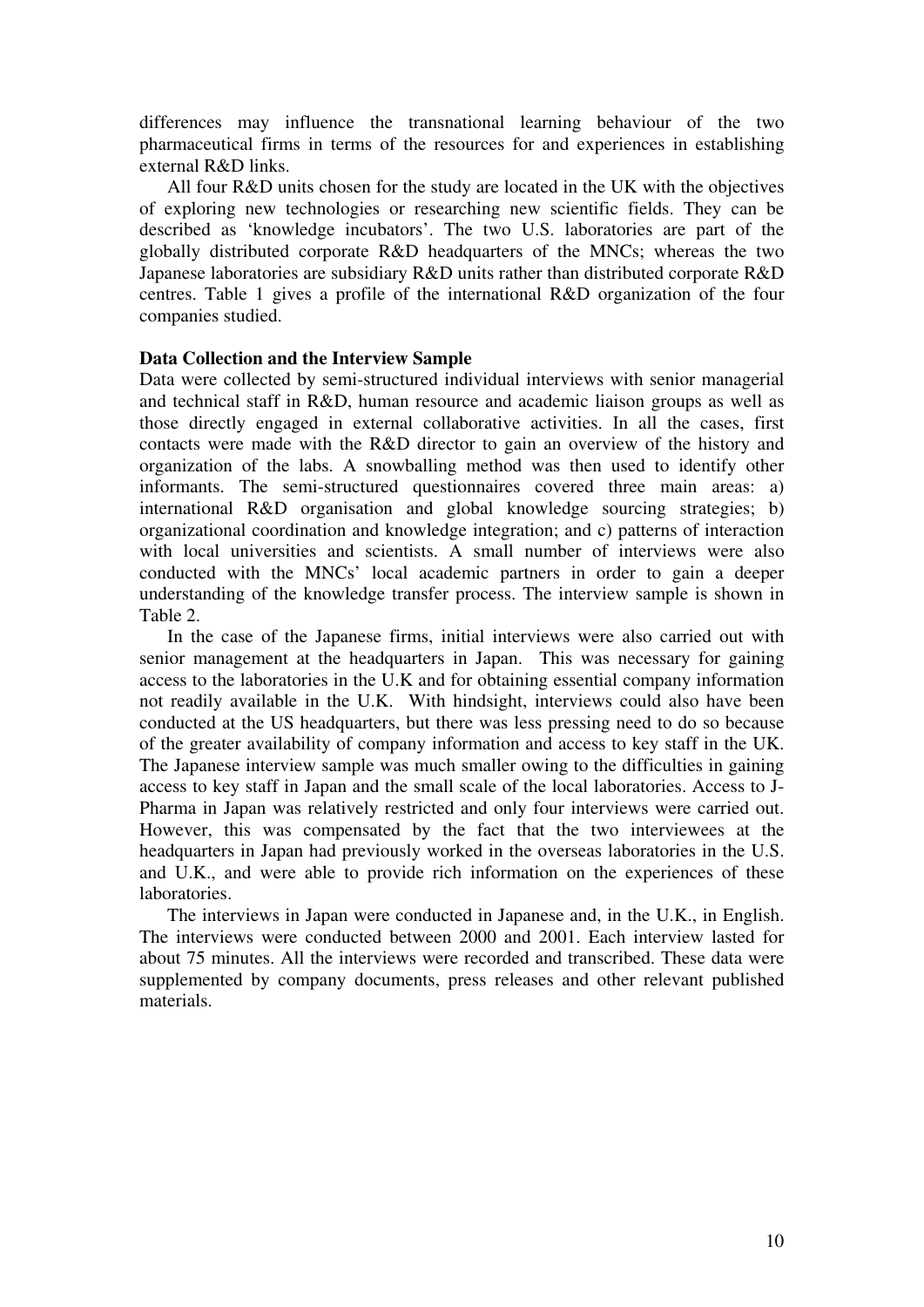differences may influence the transnational learning behaviour of the two pharmaceutical firms in terms of the resources for and experiences in establishing external R&D links.

All four R&D units chosen for the study are located in the UK with the objectives of exploring new technologies or researching new scientific fields. They can be described as 'knowledge incubators'. The two U.S. laboratories are part of the globally distributed corporate R&D headquarters of the MNCs; whereas the two Japanese laboratories are subsidiary R&D units rather than distributed corporate R&D centres. Table 1 gives a profile of the international R&D organization of the four companies studied.

**Data Collection and the Interview Sample**

Data were collected by semi-structured individual interviews with senior managerial and technical staff in R&D, human resource and academic liaison groups as well as those directly engaged in external collaborative activities. In all the cases, first contacts were made with the R&D director to gain an overview of the history and organization of the labs. A snowballing method was then used to identify other informants. The semi-structured questionnaires covered three main areas: a) international R&D organisation and global knowledge sourcing strategies; b) organizational coordination and knowledge integration; and c) patterns of interaction with local universities and scientists. A small number of interviews were also conducted with the MNCs' local academic partners in order to gain a deeper understanding of the knowledge transfer process. The interview sample is shown in Table 2.

In the case of the Japanese firms, initial interviews were also carried out with senior management at the headquarters in Japan. This was necessary for gaining access to the laboratories in the U.K and for obtaining essential company information not readily available in the U.K. With hindsight, interviews could also have been conducted at the US headquarters, but there was less pressing need to do so because of the greater availability of company information and access to key staff in the UK. The Japanese interview sample was much smaller owing to the difficulties in gaining access to key staff in Japan and the small scale of the local laboratories. Access to J-Pharma in Japan was relatively restricted and only four interviews were carried out. However, this was compensated by the fact that the two interviewees at the headquarters in Japan had previously worked in the overseas laboratories in the U.S. and U.K., and were able to provide rich information on the experiences of these laboratories.

The interviews in Japan were conducted in Japanese and, in the U.K., in English. The interviews were conducted between 2000 and 2001. Each interview lasted for about 75 minutes. All the interviews were recorded and transcribed. These data were supplemented by company documents, press releases and other relevant published materials.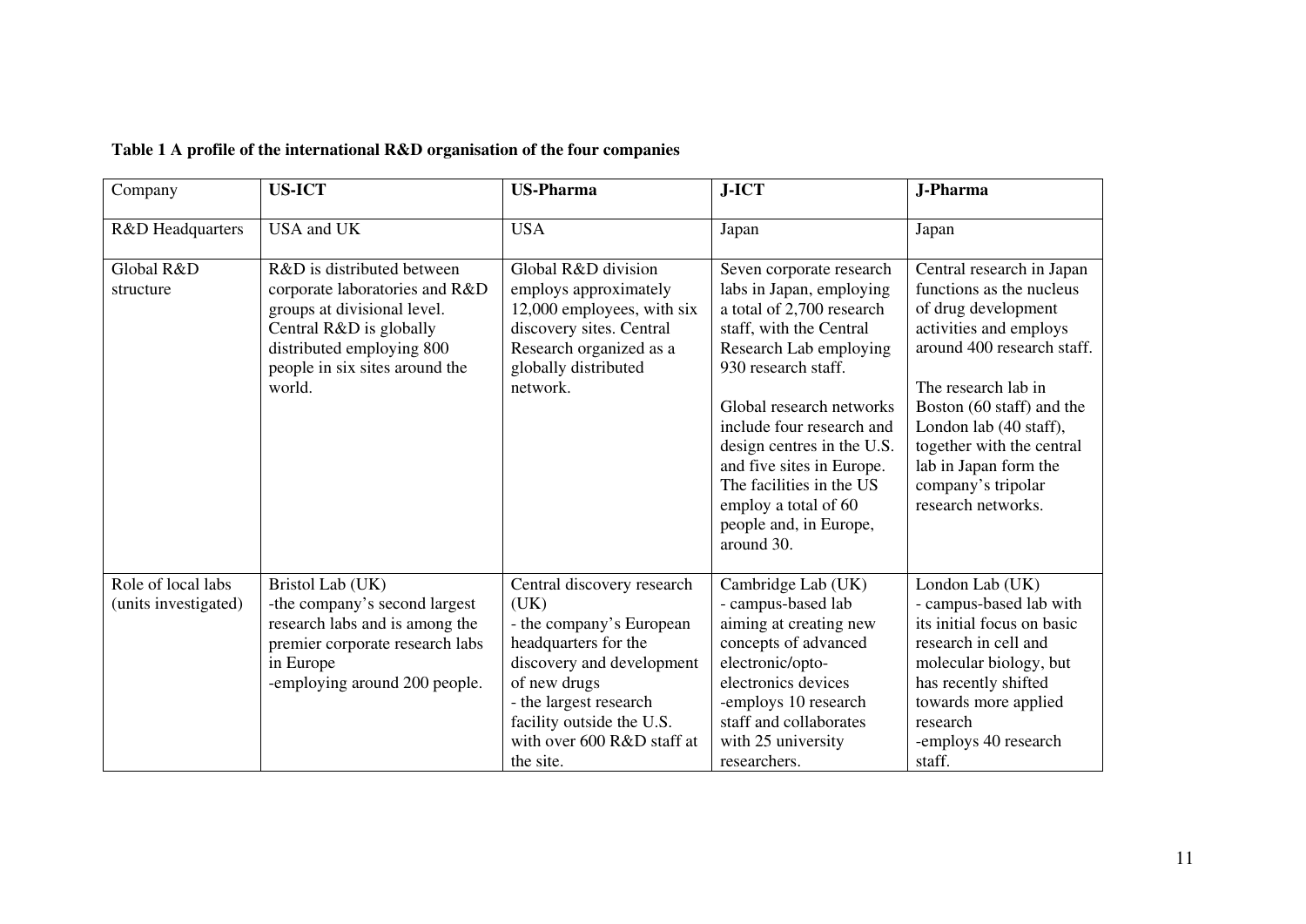**Table 1 A profile of the international R&D organisation of the four companies**

| Company | **US-ICT** | **US-Pharma** | **J-ICT** | **J-Pharma** |
|---|---|---|---|---|
| R&D Headquarters | USA and UK | USA | Japan | Japan |
| Global R&D structure | R&D is distributed between corporate laboratories and R&D groups at divisional level. Central R&D is globally distributed employing 800 people in six sites around the world. | Global R&D division employs approximately 12,000 employees, with six discovery sites. Central Research organized as a globally distributed network. | Seven corporate research labs in Japan, employing a total of 2,700 research staff, with the Central Research Lab employing 930 research staff.<br><br>Global research networks include four research and design centres in the U.S. and five sites in Europe. The facilities in the US employ a total of 60 people and, in Europe, around 30. | Central research in Japan functions as the nucleus of drug development activities and employs around 400 research staff.<br><br>The research lab in Boston (60 staff) and the London lab (40 staff), together with the central lab in Japan form the company's tripolar research networks. |
| Role of local labs (units investigated) | Bristol Lab (UK)<br>-the company's second largest research labs and is among the premier corporate research labs in Europe<br>-employing around 200 people. | Central discovery research (UK)<br>- the company's European headquarters for the discovery and development of new drugs<br>- the largest research facility outside the U.S. with over 600 R&D staff at the site. | Cambridge Lab (UK)<br>- campus-based lab aiming at creating new concepts of advanced electronic/opto-electronics devices<br>-employs 10 research staff and collaborates with 25 university researchers. | London Lab (UK)<br>- campus-based lab with its initial focus on basic research in cell and molecular biology, but has recently shifted towards more applied research<br>-employs 40 research staff. |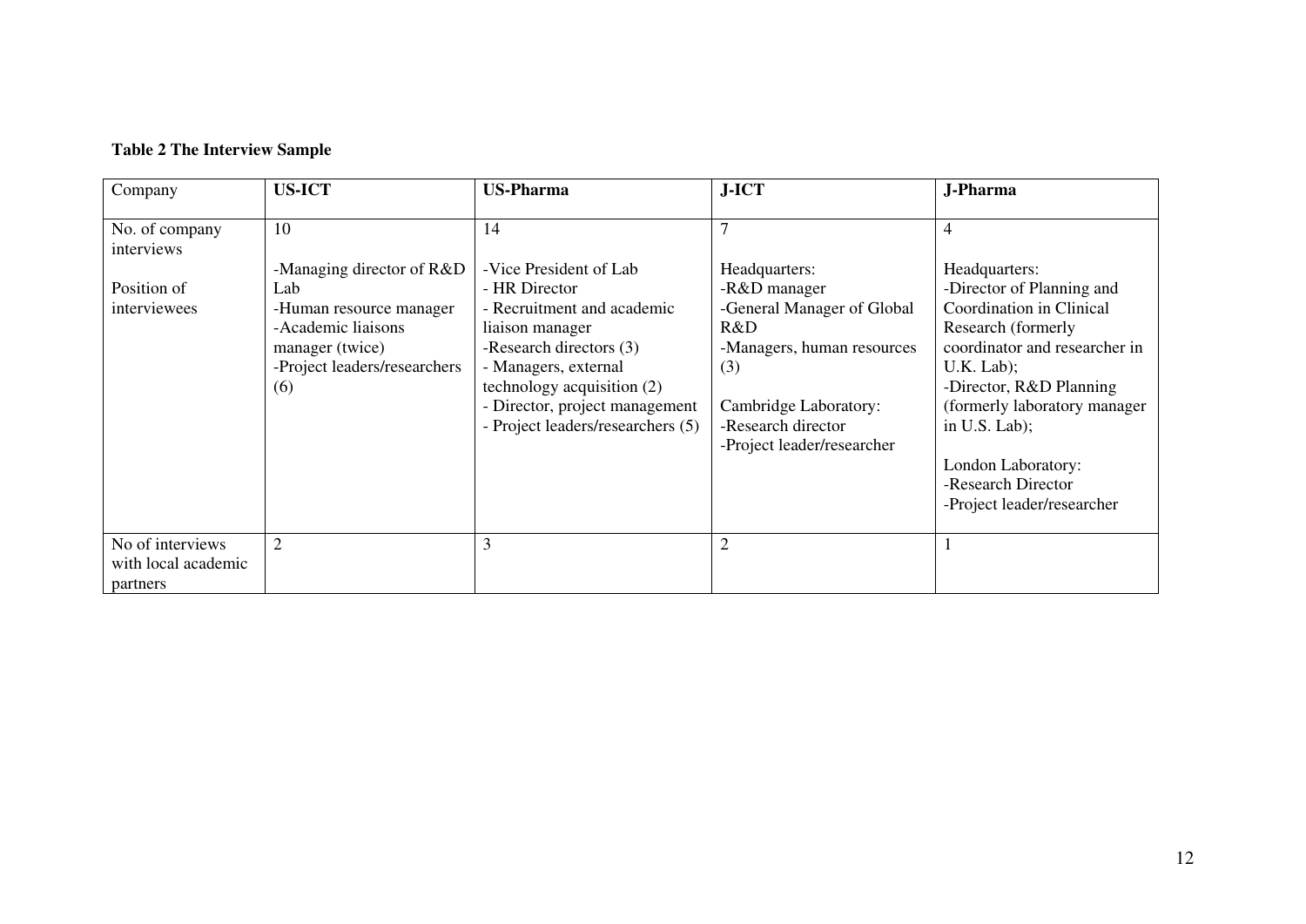**Table 2 The Interview Sample**

| Company | **US-ICT** | **US-Pharma** | **J-ICT** | **J-Pharma** |
|---|---|---|---|---|
| No. of company interviews<br><br>Position of interviewees | 10<br><br>-Managing director of R&D Lab<br>-Human resource manager<br>-Academic liaisons manager (twice)<br>-Project leaders/researchers (6) | 14<br><br>-Vice President of Lab<br>- HR Director<br>- Recruitment and academic liaison manager<br>-Research directors (3)<br>- Managers, external technology acquisition (2)<br>- Director, project management<br>- Project leaders/researchers (5) | 7<br><br>Headquarters:<br>-R&D manager<br>-General Manager of Global R&D<br>-Managers, human resources (3)<br><br>Cambridge Laboratory:<br>-Research director<br>-Project leader/researcher | 4<br><br>Headquarters:<br>-Director of Planning and Coordination in Clinical Research (formerly coordinator and researcher in U.K. Lab);<br>-Director, R&D Planning (formerly laboratory manager in U.S. Lab);<br><br>London Laboratory:<br>-Research Director<br>-Project leader/researcher |
| No of interviews with local academic partners | 2 | 3 | 2 | 1 |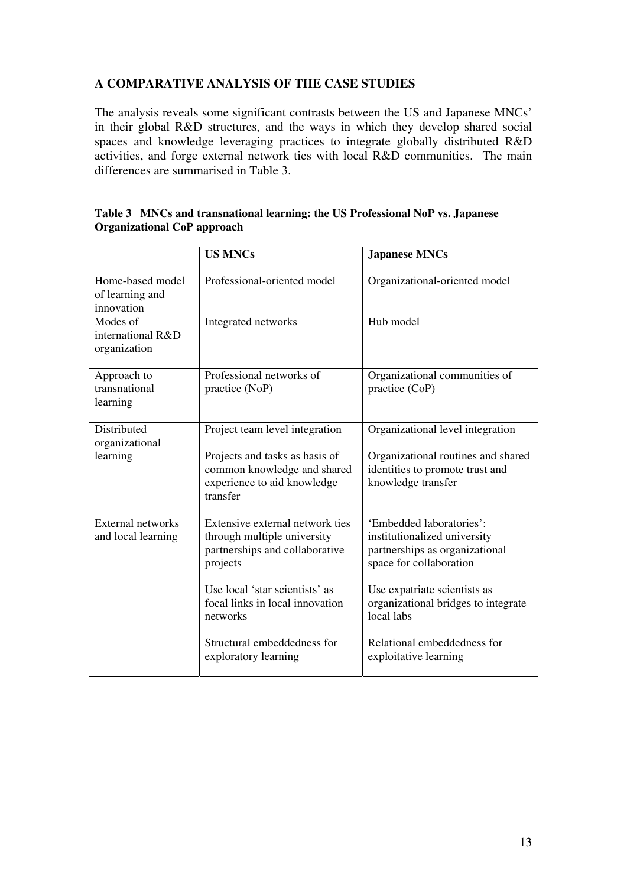## A COMPARATIVE ANALYSIS OF THE CASE STUDIES

The analysis reveals some significant contrasts between the US and Japanese MNCs' in their global R&D structures, and the ways in which they develop shared social spaces and knowledge leveraging practices to integrate globally distributed R&D activities, and forge external network ties with local R&D communities. The main differences are summarised in Table 3.

**Table 3 MNCs and transnational learning: the US Professional NoP vs. Japanese Organizational CoP approach**

| | **US MNCs** | **Japanese MNCs** |
|---|---|---|
| Home-based model of learning and innovation | Professional-oriented model | Organizational-oriented model |
| Modes of international R&D organization | Integrated networks | Hub model |
| Approach to transnational learning | Professional networks of practice (NoP) | Organizational communities of practice (CoP) |
| Distributed organizational learning | Project team level integration<br><br>Projects and tasks as basis of common knowledge and shared experience to aid knowledge transfer | Organizational level integration<br><br>Organizational routines and shared identities to promote trust and knowledge transfer |
| External networks and local learning | Extensive external network ties through multiple university partnerships and collaborative projects<br><br>Use local 'star scientists' as focal links in local innovation networks<br><br>Structural embeddedness for exploratory learning | 'Embedded laboratories': institutionalized university partnerships as organizational space for collaboration<br><br>Use expatriate scientists as organizational bridges to integrate local labs<br><br>Relational embeddedness for exploitative learning |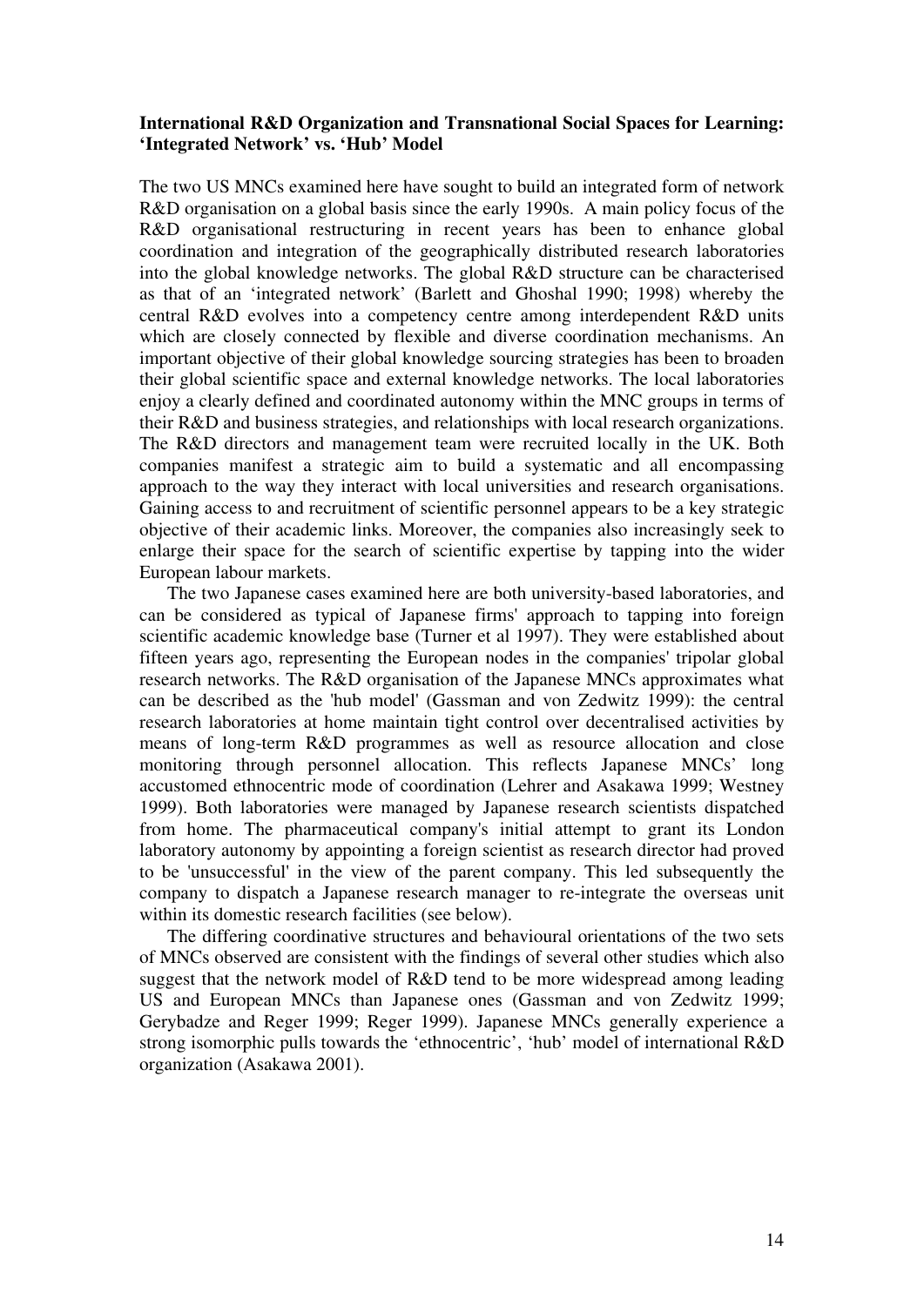**International R&D Organization and Transnational Social Spaces for Learning: 'Integrated Network' vs. 'Hub' Model**

The two US MNCs examined here have sought to build an integrated form of network R&D organisation on a global basis since the early 1990s. A main policy focus of the R&D organisational restructuring in recent years has been to enhance global coordination and integration of the geographically distributed research laboratories into the global knowledge networks. The global R&D structure can be characterised as that of an 'integrated network' (Barlett and Ghoshal 1990; 1998) whereby the central R&D evolves into a competency centre among interdependent R&D units which are closely connected by flexible and diverse coordination mechanisms. An important objective of their global knowledge sourcing strategies has been to broaden their global scientific space and external knowledge networks. The local laboratories enjoy a clearly defined and coordinated autonomy within the MNC groups in terms of their R&D and business strategies, and relationships with local research organizations. The R&D directors and management team were recruited locally in the UK. Both companies manifest a strategic aim to build a systematic and all encompassing approach to the way they interact with local universities and research organisations. Gaining access to and recruitment of scientific personnel appears to be a key strategic objective of their academic links. Moreover, the companies also increasingly seek to enlarge their space for the search of scientific expertise by tapping into the wider European labour markets.

The two Japanese cases examined here are both university-based laboratories, and can be considered as typical of Japanese firms' approach to tapping into foreign scientific academic knowledge base (Turner et al 1997). They were established about fifteen years ago, representing the European nodes in the companies' tripolar global research networks. The R&D organisation of the Japanese MNCs approximates what can be described as the 'hub model' (Gassman and von Zedwitz 1999): the central research laboratories at home maintain tight control over decentralised activities by means of long-term R&D programmes as well as resource allocation and close monitoring through personnel allocation. This reflects Japanese MNCs' long accustomed ethnocentric mode of coordination (Lehrer and Asakawa 1999; Westney 1999). Both laboratories were managed by Japanese research scientists dispatched from home. The pharmaceutical company's initial attempt to grant its London laboratory autonomy by appointing a foreign scientist as research director had proved to be 'unsuccessful' in the view of the parent company. This led subsequently the company to dispatch a Japanese research manager to re-integrate the overseas unit within its domestic research facilities (see below).

The differing coordinative structures and behavioural orientations of the two sets of MNCs observed are consistent with the findings of several other studies which also suggest that the network model of R&D tend to be more widespread among leading US and European MNCs than Japanese ones (Gassman and von Zedwitz 1999; Gerybadze and Reger 1999; Reger 1999). Japanese MNCs generally experience a strong isomorphic pulls towards the 'ethnocentric', 'hub' model of international R&D organization (Asakawa 2001).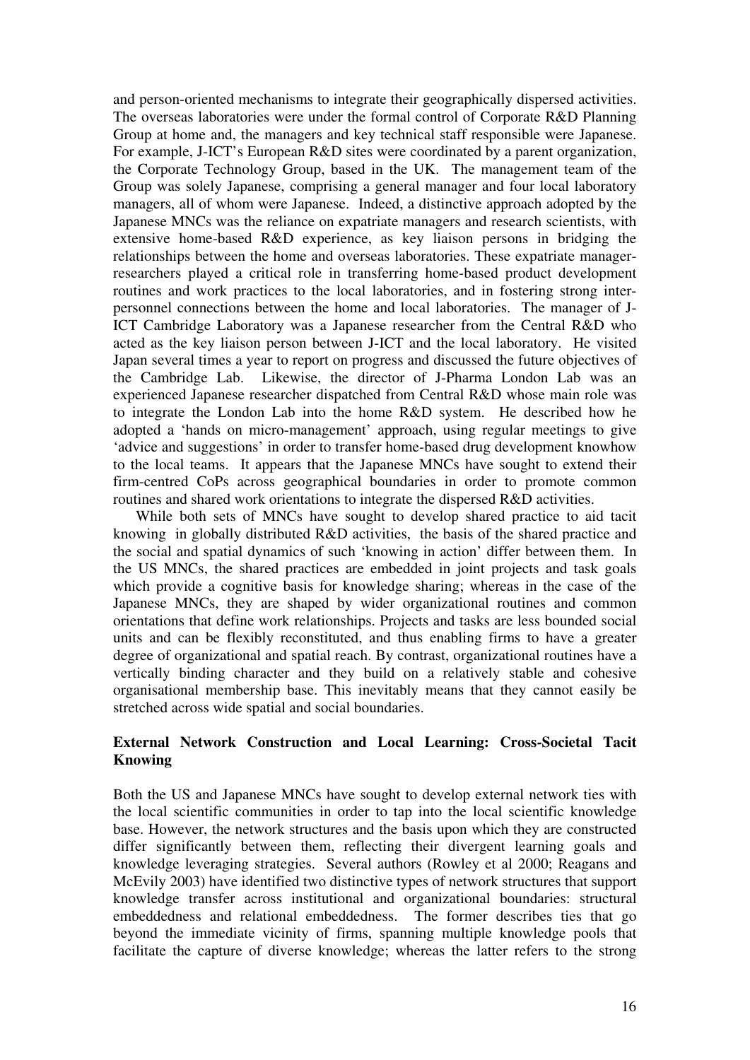and person-oriented mechanisms to integrate their geographically dispersed activities. The overseas laboratories were under the formal control of Corporate R&D Planning Group at home and, the managers and key technical staff responsible were Japanese. For example, J-ICT's European R&D sites were coordinated by a parent organization, the Corporate Technology Group, based in the UK. The management team of the Group was solely Japanese, comprising a general manager and four local laboratory managers, all of whom were Japanese. Indeed, a distinctive approach adopted by the Japanese MNCs was the reliance on expatriate managers and research scientists, with extensive home-based R&D experience, as key liaison persons in bridging the relationships between the home and overseas laboratories. These expatriate manager-researchers played a critical role in transferring home-based product development routines and work practices to the local laboratories, and in fostering strong inter-personnel connections between the home and local laboratories. The manager of J-ICT Cambridge Laboratory was a Japanese researcher from the Central R&D who acted as the key liaison person between J-ICT and the local laboratory. He visited Japan several times a year to report on progress and discussed the future objectives of the Cambridge Lab. Likewise, the director of J-Pharma London Lab was an experienced Japanese researcher dispatched from Central R&D whose main role was to integrate the London Lab into the home R&D system. He described how he adopted a 'hands on micro-management' approach, using regular meetings to give 'advice and suggestions' in order to transfer home-based drug development knowhow to the local teams. It appears that the Japanese MNCs have sought to extend their firm-centred CoPs across geographical boundaries in order to promote common routines and shared work orientations to integrate the dispersed R&D activities.

While both sets of MNCs have sought to develop shared practice to aid tacit knowing in globally distributed R&D activities, the basis of the shared practice and the social and spatial dynamics of such 'knowing in action' differ between them. In the US MNCs, the shared practices are embedded in joint projects and task goals which provide a cognitive basis for knowledge sharing; whereas in the case of the Japanese MNCs, they are shaped by wider organizational routines and common orientations that define work relationships. Projects and tasks are less bounded social units and can be flexibly reconstituted, and thus enabling firms to have a greater degree of organizational and spatial reach. By contrast, organizational routines have a vertically binding character and they build on a relatively stable and cohesive organisational membership base. This inevitably means that they cannot easily be stretched across wide spatial and social boundaries.

**External Network Construction and Local Learning: Cross-Societal Tacit Knowing**

Both the US and Japanese MNCs have sought to develop external network ties with the local scientific communities in order to tap into the local scientific knowledge base. However, the network structures and the basis upon which they are constructed differ significantly between them, reflecting their divergent learning goals and knowledge leveraging strategies. Several authors (Rowley et al 2000; Reagans and McEvily 2003) have identified two distinctive types of network structures that support knowledge transfer across institutional and organizational boundaries: structural embeddedness and relational embeddedness. The former describes ties that go beyond the immediate vicinity of firms, spanning multiple knowledge pools that facilitate the capture of diverse knowledge; whereas the latter refers to the strong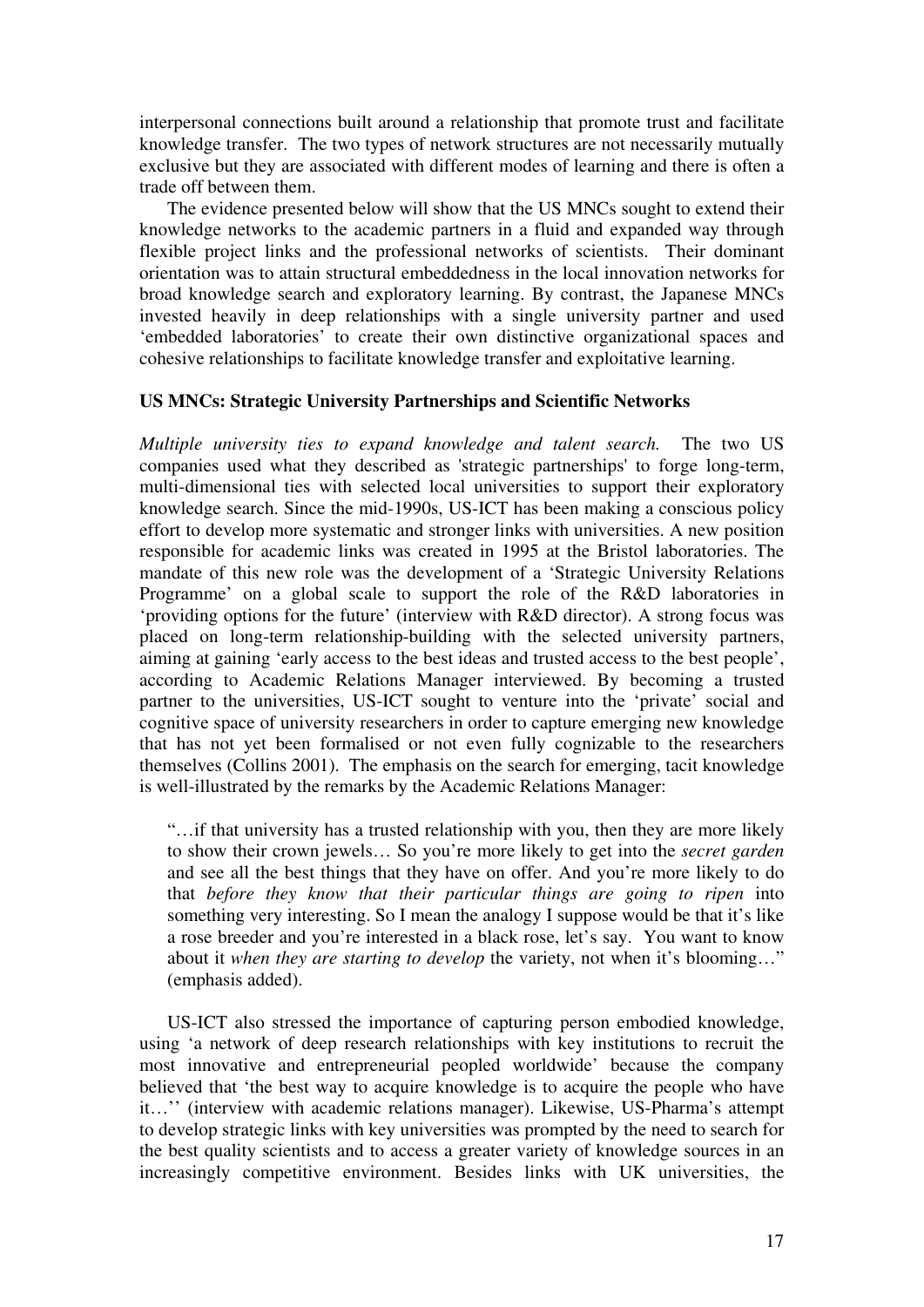interpersonal connections built around a relationship that promote trust and facilitate knowledge transfer. The two types of network structures are not necessarily mutually exclusive but they are associated with different modes of learning and there is often a trade off between them.

The evidence presented below will show that the US MNCs sought to extend their knowledge networks to the academic partners in a fluid and expanded way through flexible project links and the professional networks of scientists. Their dominant orientation was to attain structural embeddedness in the local innovation networks for broad knowledge search and exploratory learning. By contrast, the Japanese MNCs invested heavily in deep relationships with a single university partner and used 'embedded laboratories' to create their own distinctive organizational spaces and cohesive relationships to facilitate knowledge transfer and exploitative learning.

### US MNCs: Strategic University Partnerships and Scientific Networks

*Multiple university ties to expand knowledge and talent search.* The two US companies used what they described as 'strategic partnerships' to forge long-term, multi-dimensional ties with selected local universities to support their exploratory knowledge search. Since the mid-1990s, US-ICT has been making a conscious policy effort to develop more systematic and stronger links with universities. A new position responsible for academic links was created in 1995 at the Bristol laboratories. The mandate of this new role was the development of a 'Strategic University Relations Programme' on a global scale to support the role of the R&D laboratories in 'providing options for the future' (interview with R&D director). A strong focus was placed on long-term relationship-building with the selected university partners, aiming at gaining 'early access to the best ideas and trusted access to the best people', according to Academic Relations Manager interviewed. By becoming a trusted partner to the universities, US-ICT sought to venture into the 'private' social and cognitive space of university researchers in order to capture emerging new knowledge that has not yet been formalised or not even fully cognizable to the researchers themselves (Collins 2001). The emphasis on the search for emerging, tacit knowledge is well-illustrated by the remarks by the Academic Relations Manager:

> "…if that university has a trusted relationship with you, then they are more likely to show their crown jewels… So you're more likely to get into the *secret garden* and see all the best things that they have on offer. And you're more likely to do that *before they know that their particular things are going to ripen* into something very interesting. So I mean the analogy I suppose would be that it's like a rose breeder and you're interested in a black rose, let's say. You want to know about it *when they are starting to develop* the variety, not when it's blooming…" (emphasis added).

US-ICT also stressed the importance of capturing person embodied knowledge, using 'a network of deep research relationships with key institutions to recruit the most innovative and entrepreneurial peopled worldwide' because the company believed that 'the best way to acquire knowledge is to acquire the people who have it…'' (interview with academic relations manager). Likewise, US-Pharma's attempt to develop strategic links with key universities was prompted by the need to search for the best quality scientists and to access a greater variety of knowledge sources in an increasingly competitive environment. Besides links with UK universities, the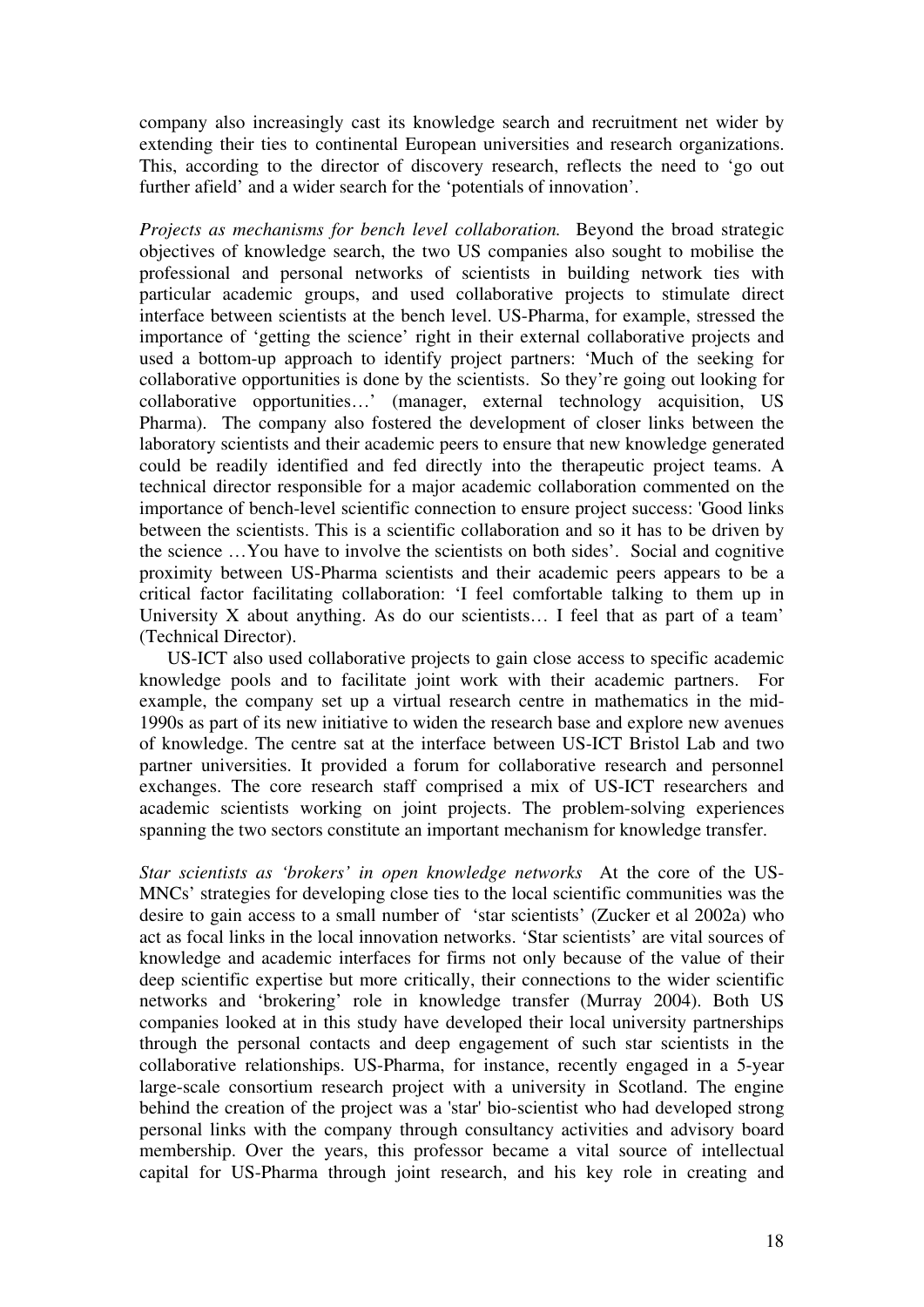company also increasingly cast its knowledge search and recruitment net wider by extending their ties to continental European universities and research organizations. This, according to the director of discovery research, reflects the need to 'go out further afield' and a wider search for the 'potentials of innovation'.

*Projects as mechanisms for bench level collaboration.* Beyond the broad strategic objectives of knowledge search, the two US companies also sought to mobilise the professional and personal networks of scientists in building network ties with particular academic groups, and used collaborative projects to stimulate direct interface between scientists at the bench level. US-Pharma, for example, stressed the importance of 'getting the science' right in their external collaborative projects and used a bottom-up approach to identify project partners: 'Much of the seeking for collaborative opportunities is done by the scientists. So they're going out looking for collaborative opportunities…' (manager, external technology acquisition, US Pharma). The company also fostered the development of closer links between the laboratory scientists and their academic peers to ensure that new knowledge generated could be readily identified and fed directly into the therapeutic project teams. A technical director responsible for a major academic collaboration commented on the importance of bench-level scientific connection to ensure project success: 'Good links between the scientists. This is a scientific collaboration and so it has to be driven by the science …You have to involve the scientists on both sides'. Social and cognitive proximity between US-Pharma scientists and their academic peers appears to be a critical factor facilitating collaboration: 'I feel comfortable talking to them up in University X about anything. As do our scientists… I feel that as part of a team' (Technical Director).

US-ICT also used collaborative projects to gain close access to specific academic knowledge pools and to facilitate joint work with their academic partners. For example, the company set up a virtual research centre in mathematics in the mid-1990s as part of its new initiative to widen the research base and explore new avenues of knowledge. The centre sat at the interface between US-ICT Bristol Lab and two partner universities. It provided a forum for collaborative research and personnel exchanges. The core research staff comprised a mix of US-ICT researchers and academic scientists working on joint projects. The problem-solving experiences spanning the two sectors constitute an important mechanism for knowledge transfer.

*Star scientists as 'brokers' in open knowledge networks* At the core of the US-MNCs' strategies for developing close ties to the local scientific communities was the desire to gain access to a small number of 'star scientists' (Zucker et al 2002a) who act as focal links in the local innovation networks. 'Star scientists' are vital sources of knowledge and academic interfaces for firms not only because of the value of their deep scientific expertise but more critically, their connections to the wider scientific networks and 'brokering' role in knowledge transfer (Murray 2004). Both US companies looked at in this study have developed their local university partnerships through the personal contacts and deep engagement of such star scientists in the collaborative relationships. US-Pharma, for instance, recently engaged in a 5-year large-scale consortium research project with a university in Scotland. The engine behind the creation of the project was a 'star' bio-scientist who had developed strong personal links with the company through consultancy activities and advisory board membership. Over the years, this professor became a vital source of intellectual capital for US-Pharma through joint research, and his key role in creating and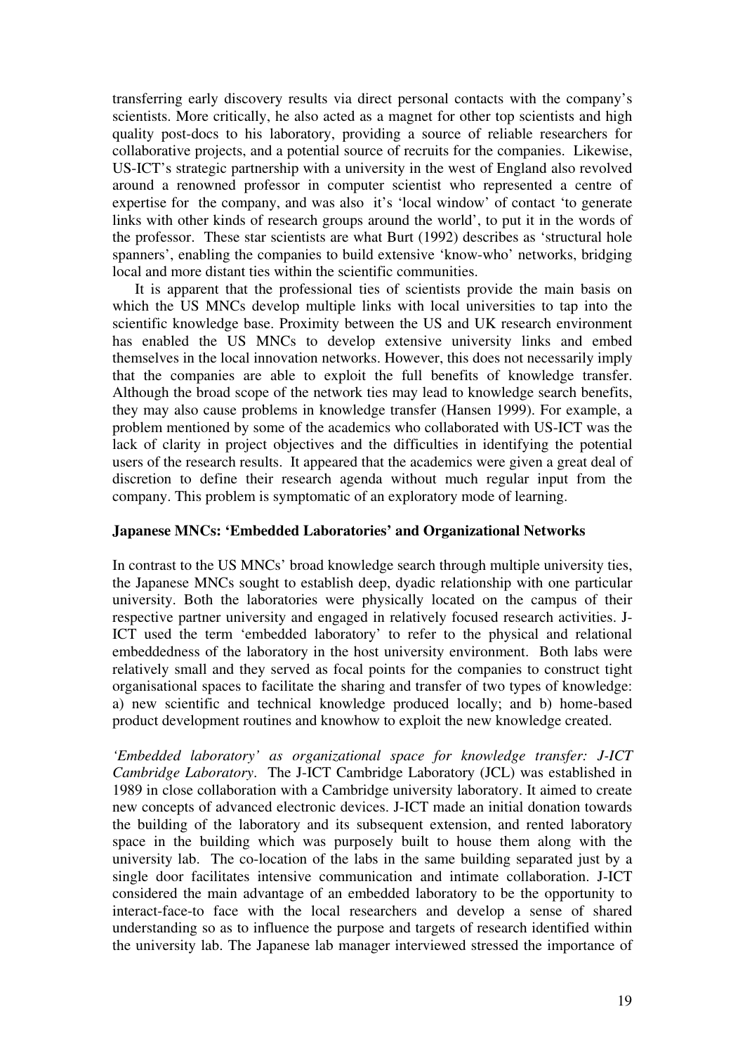transferring early discovery results via direct personal contacts with the company's scientists. More critically, he also acted as a magnet for other top scientists and high quality post-docs to his laboratory, providing a source of reliable researchers for collaborative projects, and a potential source of recruits for the companies. Likewise, US-ICT's strategic partnership with a university in the west of England also revolved around a renowned professor in computer scientist who represented a centre of expertise for the company, and was also it's 'local window' of contact 'to generate links with other kinds of research groups around the world', to put it in the words of the professor. These star scientists are what Burt (1992) describes as 'structural hole spanners', enabling the companies to build extensive 'know-who' networks, bridging local and more distant ties within the scientific communities.

It is apparent that the professional ties of scientists provide the main basis on which the US MNCs develop multiple links with local universities to tap into the scientific knowledge base. Proximity between the US and UK research environment has enabled the US MNCs to develop extensive university links and embed themselves in the local innovation networks. However, this does not necessarily imply that the companies are able to exploit the full benefits of knowledge transfer. Although the broad scope of the network ties may lead to knowledge search benefits, they may also cause problems in knowledge transfer (Hansen 1999). For example, a problem mentioned by some of the academics who collaborated with US-ICT was the lack of clarity in project objectives and the difficulties in identifying the potential users of the research results. It appeared that the academics were given a great deal of discretion to define their research agenda without much regular input from the company. This problem is symptomatic of an exploratory mode of learning.

### Japanese MNCs: 'Embedded Laboratories' and Organizational Networks

In contrast to the US MNCs' broad knowledge search through multiple university ties, the Japanese MNCs sought to establish deep, dyadic relationship with one particular university. Both the laboratories were physically located on the campus of their respective partner university and engaged in relatively focused research activities. J-ICT used the term 'embedded laboratory' to refer to the physical and relational embeddedness of the laboratory in the host university environment. Both labs were relatively small and they served as focal points for the companies to construct tight organisational spaces to facilitate the sharing and transfer of two types of knowledge: a) new scientific and technical knowledge produced locally; and b) home-based product development routines and knowhow to exploit the new knowledge created.

*'Embedded laboratory' as organizational space for knowledge transfer: J-ICT Cambridge Laboratory*. The J-ICT Cambridge Laboratory (JCL) was established in 1989 in close collaboration with a Cambridge university laboratory. It aimed to create new concepts of advanced electronic devices. J-ICT made an initial donation towards the building of the laboratory and its subsequent extension, and rented laboratory space in the building which was purposely built to house them along with the university lab. The co-location of the labs in the same building separated just by a single door facilitates intensive communication and intimate collaboration. J-ICT considered the main advantage of an embedded laboratory to be the opportunity to interact-face-to face with the local researchers and develop a sense of shared understanding so as to influence the purpose and targets of research identified within the university lab. The Japanese lab manager interviewed stressed the importance of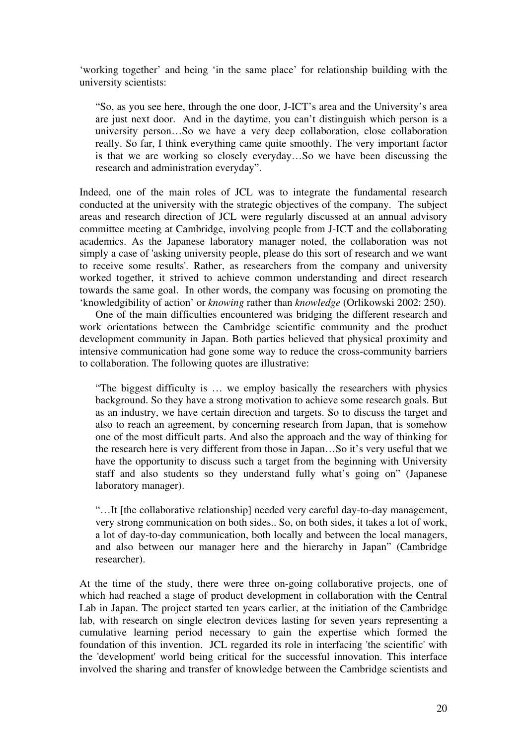'working together' and being 'in the same place' for relationship building with the university scientists:

> "So, as you see here, through the one door, J-ICT's area and the University's area are just next door. And in the daytime, you can't distinguish which person is a university person…So we have a very deep collaboration, close collaboration really. So far, I think everything came quite smoothly. The very important factor is that we are working so closely everyday…So we have been discussing the research and administration everyday".

Indeed, one of the main roles of JCL was to integrate the fundamental research conducted at the university with the strategic objectives of the company. The subject areas and research direction of JCL were regularly discussed at an annual advisory committee meeting at Cambridge, involving people from J-ICT and the collaborating academics. As the Japanese laboratory manager noted, the collaboration was not simply a case of 'asking university people, please do this sort of research and we want to receive some results'. Rather, as researchers from the company and university worked together, it strived to achieve common understanding and direct research towards the same goal. In other words, the company was focusing on promoting the 'knowledgibility of action' or *knowing* rather than *knowledge* (Orlikowski 2002: 250).

One of the main difficulties encountered was bridging the different research and work orientations between the Cambridge scientific community and the product development community in Japan. Both parties believed that physical proximity and intensive communication had gone some way to reduce the cross-community barriers to collaboration. The following quotes are illustrative:

> "The biggest difficulty is … we employ basically the researchers with physics background. So they have a strong motivation to achieve some research goals. But as an industry, we have certain direction and targets. So to discuss the target and also to reach an agreement, by concerning research from Japan, that is somehow one of the most difficult parts. And also the approach and the way of thinking for the research here is very different from those in Japan…So it's very useful that we have the opportunity to discuss such a target from the beginning with University staff and also students so they understand fully what's going on" (Japanese laboratory manager).

> "…It [the collaborative relationship] needed very careful day-to-day management, very strong communication on both sides.. So, on both sides, it takes a lot of work, a lot of day-to-day communication, both locally and between the local managers, and also between our manager here and the hierarchy in Japan" (Cambridge researcher).

At the time of the study, there were three on-going collaborative projects, one of which had reached a stage of product development in collaboration with the Central Lab in Japan. The project started ten years earlier, at the initiation of the Cambridge lab, with research on single electron devices lasting for seven years representing a cumulative learning period necessary to gain the expertise which formed the foundation of this invention. JCL regarded its role in interfacing 'the scientific' with the 'development' world being critical for the successful innovation. This interface involved the sharing and transfer of knowledge between the Cambridge scientists and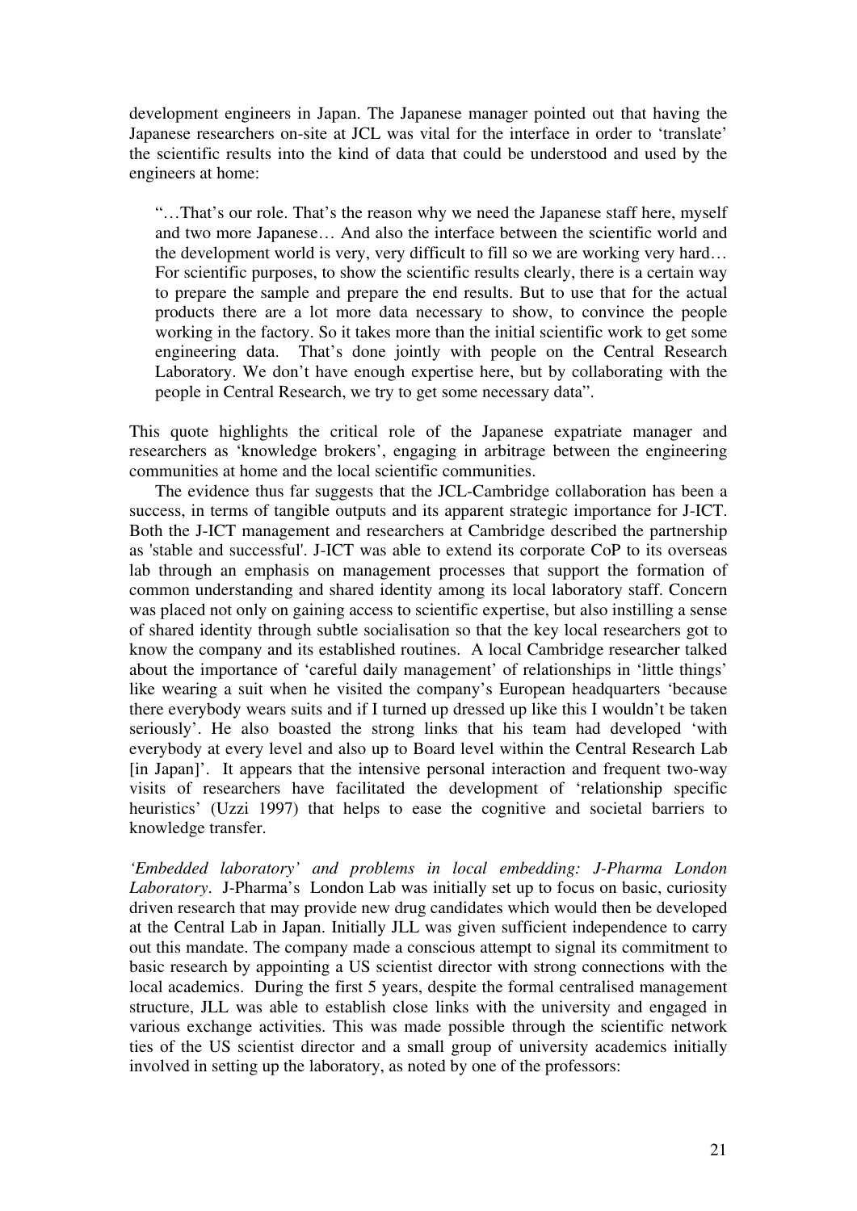development engineers in Japan. The Japanese manager pointed out that having the Japanese researchers on-site at JCL was vital for the interface in order to 'translate' the scientific results into the kind of data that could be understood and used by the engineers at home:

> "…That's our role. That's the reason why we need the Japanese staff here, myself and two more Japanese… And also the interface between the scientific world and the development world is very, very difficult to fill so we are working very hard… For scientific purposes, to show the scientific results clearly, there is a certain way to prepare the sample and prepare the end results. But to use that for the actual products there are a lot more data necessary to show, to convince the people working in the factory. So it takes more than the initial scientific work to get some engineering data. That's done jointly with people on the Central Research Laboratory. We don't have enough expertise here, but by collaborating with the people in Central Research, we try to get some necessary data".

This quote highlights the critical role of the Japanese expatriate manager and researchers as 'knowledge brokers', engaging in arbitrage between the engineering communities at home and the local scientific communities.

The evidence thus far suggests that the JCL-Cambridge collaboration has been a success, in terms of tangible outputs and its apparent strategic importance for J-ICT. Both the J-ICT management and researchers at Cambridge described the partnership as 'stable and successful'. J-ICT was able to extend its corporate CoP to its overseas lab through an emphasis on management processes that support the formation of common understanding and shared identity among its local laboratory staff. Concern was placed not only on gaining access to scientific expertise, but also instilling a sense of shared identity through subtle socialisation so that the key local researchers got to know the company and its established routines. A local Cambridge researcher talked about the importance of 'careful daily management' of relationships in 'little things' like wearing a suit when he visited the company's European headquarters 'because there everybody wears suits and if I turned up dressed up like this I wouldn't be taken seriously'. He also boasted the strong links that his team had developed 'with everybody at every level and also up to Board level within the Central Research Lab [in Japan]'. It appears that the intensive personal interaction and frequent two-way visits of researchers have facilitated the development of 'relationship specific heuristics' (Uzzi 1997) that helps to ease the cognitive and societal barriers to knowledge transfer.

*'Embedded laboratory' and problems in local embedding: J-Pharma London Laboratory*. J-Pharma's London Lab was initially set up to focus on basic, curiosity driven research that may provide new drug candidates which would then be developed at the Central Lab in Japan. Initially JLL was given sufficient independence to carry out this mandate. The company made a conscious attempt to signal its commitment to basic research by appointing a US scientist director with strong connections with the local academics. During the first 5 years, despite the formal centralised management structure, JLL was able to establish close links with the university and engaged in various exchange activities. This was made possible through the scientific network ties of the US scientist director and a small group of university academics initially involved in setting up the laboratory, as noted by one of the professors: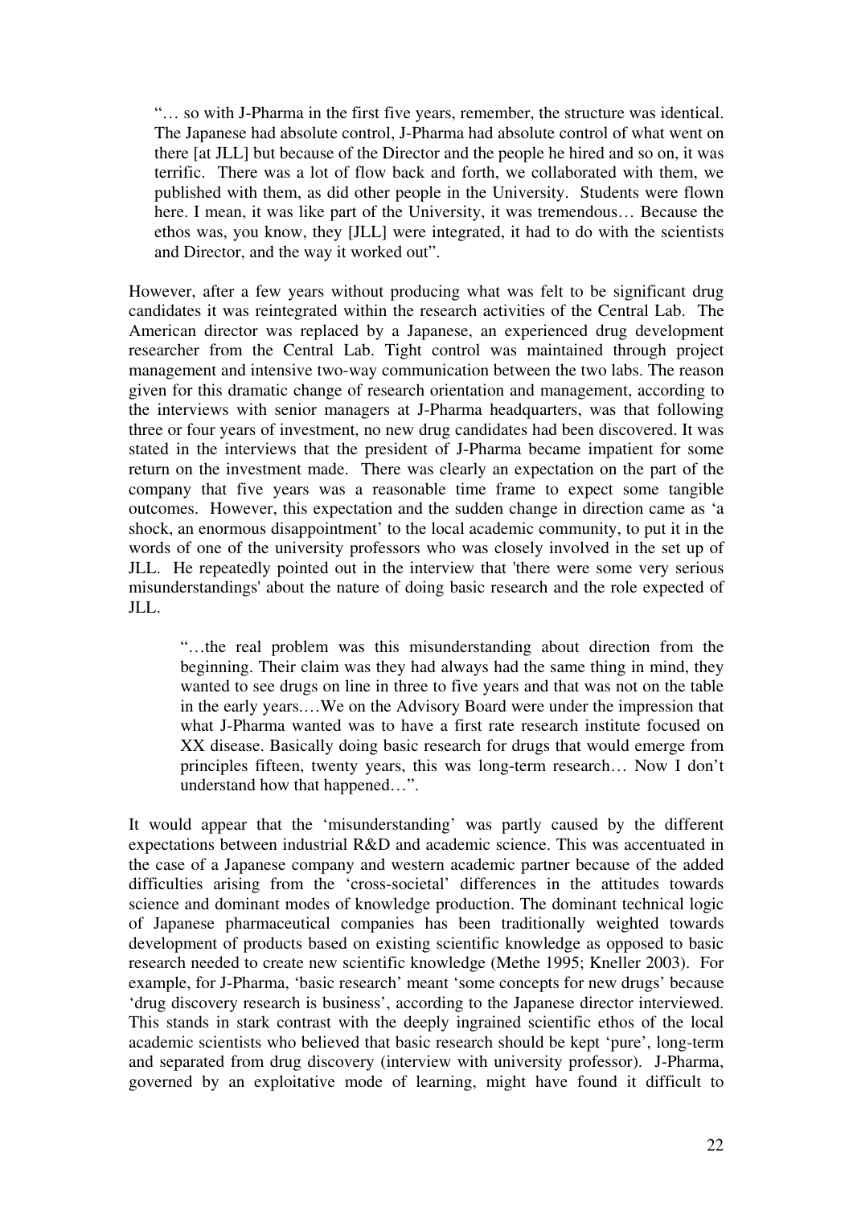> "… so with J-Pharma in the first five years, remember, the structure was identical. The Japanese had absolute control, J-Pharma had absolute control of what went on there [at JLL] but because of the Director and the people he hired and so on, it was terrific. There was a lot of flow back and forth, we collaborated with them, we published with them, as did other people in the University. Students were flown here. I mean, it was like part of the University, it was tremendous… Because the ethos was, you know, they [JLL] were integrated, it had to do with the scientists and Director, and the way it worked out".

However, after a few years without producing what was felt to be significant drug candidates it was reintegrated within the research activities of the Central Lab. The American director was replaced by a Japanese, an experienced drug development researcher from the Central Lab. Tight control was maintained through project management and intensive two-way communication between the two labs. The reason given for this dramatic change of research orientation and management, according to the interviews with senior managers at J-Pharma headquarters, was that following three or four years of investment, no new drug candidates had been discovered. It was stated in the interviews that the president of J-Pharma became impatient for some return on the investment made. There was clearly an expectation on the part of the company that five years was a reasonable time frame to expect some tangible outcomes. However, this expectation and the sudden change in direction came as 'a shock, an enormous disappointment' to the local academic community, to put it in the words of one of the university professors who was closely involved in the set up of JLL. He repeatedly pointed out in the interview that 'there were some very serious misunderstandings' about the nature of doing basic research and the role expected of JLL.

> "…the real problem was this misunderstanding about direction from the beginning. Their claim was they had always had the same thing in mind, they wanted to see drugs on line in three to five years and that was not on the table in the early years.…We on the Advisory Board were under the impression that what J-Pharma wanted was to have a first rate research institute focused on XX disease. Basically doing basic research for drugs that would emerge from principles fifteen, twenty years, this was long-term research… Now I don't understand how that happened…".

It would appear that the 'misunderstanding' was partly caused by the different expectations between industrial R&D and academic science. This was accentuated in the case of a Japanese company and western academic partner because of the added difficulties arising from the 'cross-societal' differences in the attitudes towards science and dominant modes of knowledge production. The dominant technical logic of Japanese pharmaceutical companies has been traditionally weighted towards development of products based on existing scientific knowledge as opposed to basic research needed to create new scientific knowledge (Methe 1995; Kneller 2003). For example, for J-Pharma, 'basic research' meant 'some concepts for new drugs' because 'drug discovery research is business', according to the Japanese director interviewed. This stands in stark contrast with the deeply ingrained scientific ethos of the local academic scientists who believed that basic research should be kept 'pure', long-term and separated from drug discovery (interview with university professor). J-Pharma, governed by an exploitative mode of learning, might have found it difficult to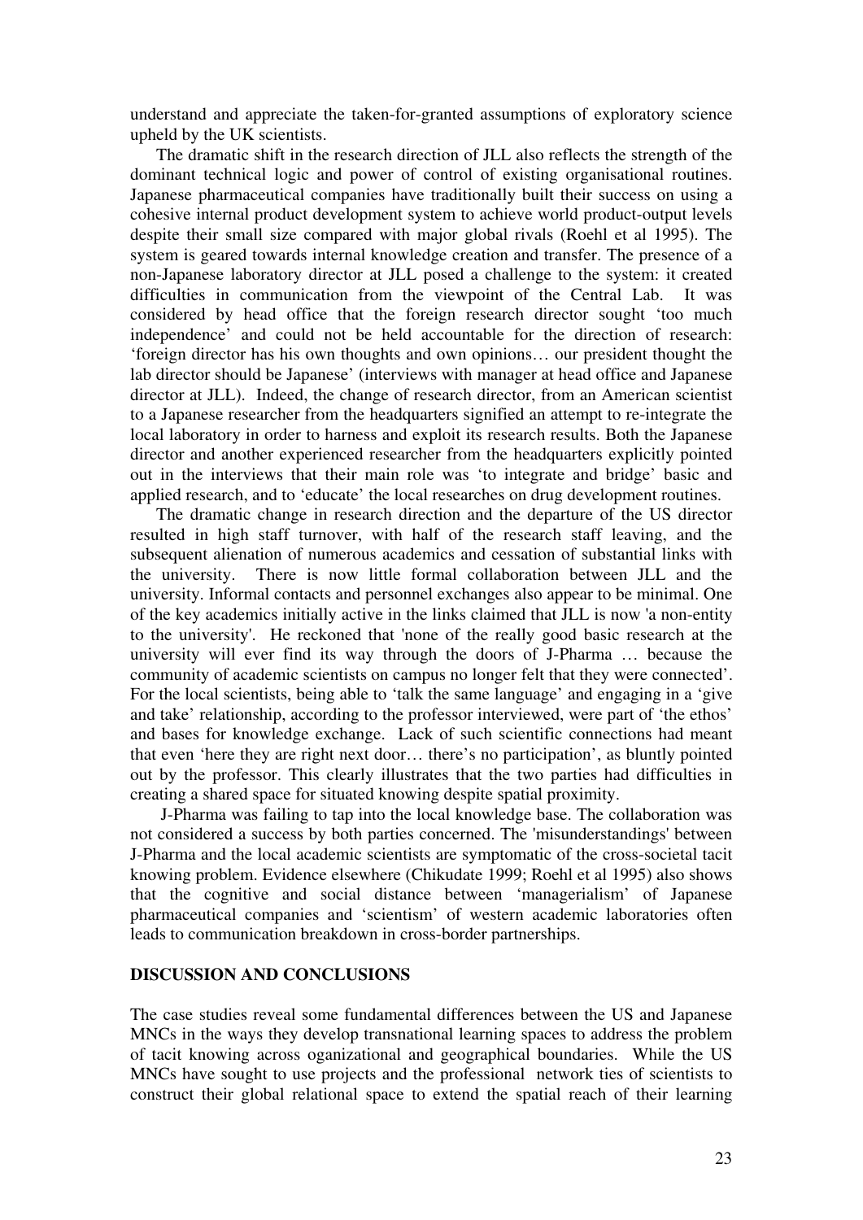understand and appreciate the taken-for-granted assumptions of exploratory science upheld by the UK scientists.

The dramatic shift in the research direction of JLL also reflects the strength of the dominant technical logic and power of control of existing organisational routines. Japanese pharmaceutical companies have traditionally built their success on using a cohesive internal product development system to achieve world product-output levels despite their small size compared with major global rivals (Roehl et al 1995). The system is geared towards internal knowledge creation and transfer. The presence of a non-Japanese laboratory director at JLL posed a challenge to the system: it created difficulties in communication from the viewpoint of the Central Lab. It was considered by head office that the foreign research director sought 'too much independence' and could not be held accountable for the direction of research: 'foreign director has his own thoughts and own opinions… our president thought the lab director should be Japanese' (interviews with manager at head office and Japanese director at JLL). Indeed, the change of research director, from an American scientist to a Japanese researcher from the headquarters signified an attempt to re-integrate the local laboratory in order to harness and exploit its research results. Both the Japanese director and another experienced researcher from the headquarters explicitly pointed out in the interviews that their main role was 'to integrate and bridge' basic and applied research, and to 'educate' the local researches on drug development routines.

The dramatic change in research direction and the departure of the US director resulted in high staff turnover, with half of the research staff leaving, and the subsequent alienation of numerous academics and cessation of substantial links with the university. There is now little formal collaboration between JLL and the university. Informal contacts and personnel exchanges also appear to be minimal. One of the key academics initially active in the links claimed that JLL is now 'a non-entity to the university'. He reckoned that 'none of the really good basic research at the university will ever find its way through the doors of J-Pharma … because the community of academic scientists on campus no longer felt that they were connected'. For the local scientists, being able to 'talk the same language' and engaging in a 'give and take' relationship, according to the professor interviewed, were part of 'the ethos' and bases for knowledge exchange. Lack of such scientific connections had meant that even 'here they are right next door… there's no participation', as bluntly pointed out by the professor. This clearly illustrates that the two parties had difficulties in creating a shared space for situated knowing despite spatial proximity.

J-Pharma was failing to tap into the local knowledge base. The collaboration was not considered a success by both parties concerned. The 'misunderstandings' between J-Pharma and the local academic scientists are symptomatic of the cross-societal tacit knowing problem. Evidence elsewhere (Chikudate 1999; Roehl et al 1995) also shows that the cognitive and social distance between 'managerialism' of Japanese pharmaceutical companies and 'scientism' of western academic laboratories often leads to communication breakdown in cross-border partnerships.

## DISCUSSION AND CONCLUSIONS

The case studies reveal some fundamental differences between the US and Japanese MNCs in the ways they develop transnational learning spaces to address the problem of tacit knowing across oganizational and geographical boundaries. While the US MNCs have sought to use projects and the professional network ties of scientists to construct their global relational space to extend the spatial reach of their learning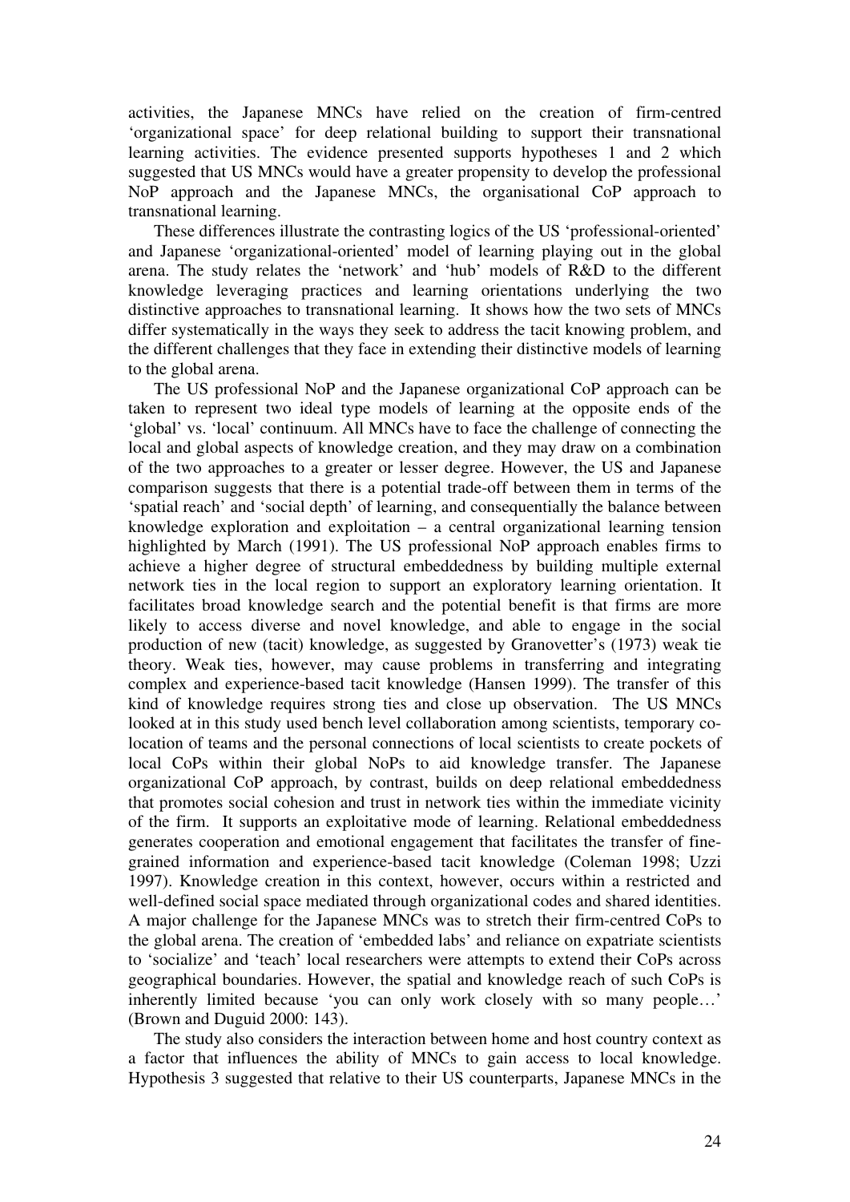activities, the Japanese MNCs have relied on the creation of firm-centred 'organizational space' for deep relational building to support their transnational learning activities. The evidence presented supports hypotheses 1 and 2 which suggested that US MNCs would have a greater propensity to develop the professional NoP approach and the Japanese MNCs, the organisational CoP approach to transnational learning.

These differences illustrate the contrasting logics of the US 'professional-oriented' and Japanese 'organizational-oriented' model of learning playing out in the global arena. The study relates the 'network' and 'hub' models of R&D to the different knowledge leveraging practices and learning orientations underlying the two distinctive approaches to transnational learning. It shows how the two sets of MNCs differ systematically in the ways they seek to address the tacit knowing problem, and the different challenges that they face in extending their distinctive models of learning to the global arena.

The US professional NoP and the Japanese organizational CoP approach can be taken to represent two ideal type models of learning at the opposite ends of the 'global' vs. 'local' continuum. All MNCs have to face the challenge of connecting the local and global aspects of knowledge creation, and they may draw on a combination of the two approaches to a greater or lesser degree. However, the US and Japanese comparison suggests that there is a potential trade-off between them in terms of the 'spatial reach' and 'social depth' of learning, and consequentially the balance between knowledge exploration and exploitation – a central organizational learning tension highlighted by March (1991). The US professional NoP approach enables firms to achieve a higher degree of structural embeddedness by building multiple external network ties in the local region to support an exploratory learning orientation. It facilitates broad knowledge search and the potential benefit is that firms are more likely to access diverse and novel knowledge, and able to engage in the social production of new (tacit) knowledge, as suggested by Granovetter's (1973) weak tie theory. Weak ties, however, may cause problems in transferring and integrating complex and experience-based tacit knowledge (Hansen 1999). The transfer of this kind of knowledge requires strong ties and close up observation. The US MNCs looked at in this study used bench level collaboration among scientists, temporary co-location of teams and the personal connections of local scientists to create pockets of local CoPs within their global NoPs to aid knowledge transfer. The Japanese organizational CoP approach, by contrast, builds on deep relational embeddedness that promotes social cohesion and trust in network ties within the immediate vicinity of the firm. It supports an exploitative mode of learning. Relational embeddedness generates cooperation and emotional engagement that facilitates the transfer of fine-grained information and experience-based tacit knowledge (Coleman 1998; Uzzi 1997). Knowledge creation in this context, however, occurs within a restricted and well-defined social space mediated through organizational codes and shared identities. A major challenge for the Japanese MNCs was to stretch their firm-centred CoPs to the global arena. The creation of 'embedded labs' and reliance on expatriate scientists to 'socialize' and 'teach' local researchers were attempts to extend their CoPs across geographical boundaries. However, the spatial and knowledge reach of such CoPs is inherently limited because 'you can only work closely with so many people…' (Brown and Duguid 2000: 143).

The study also considers the interaction between home and host country context as a factor that influences the ability of MNCs to gain access to local knowledge. Hypothesis 3 suggested that relative to their US counterparts, Japanese MNCs in the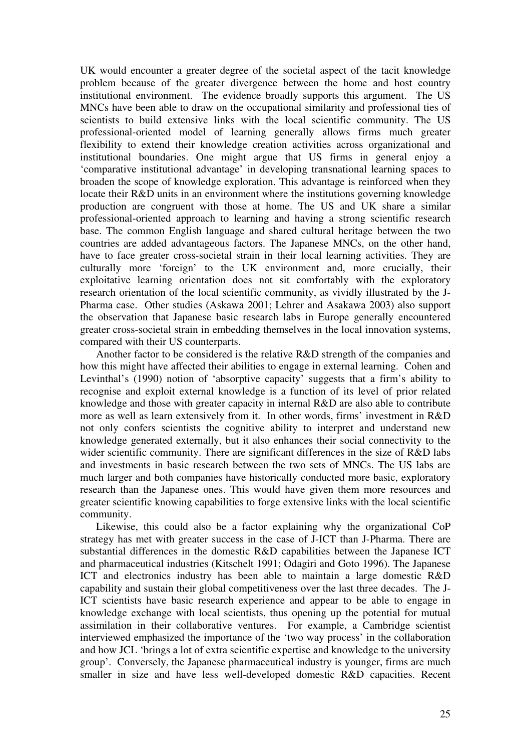UK would encounter a greater degree of the societal aspect of the tacit knowledge problem because of the greater divergence between the home and host country institutional environment. The evidence broadly supports this argument. The US MNCs have been able to draw on the occupational similarity and professional ties of scientists to build extensive links with the local scientific community. The US professional-oriented model of learning generally allows firms much greater flexibility to extend their knowledge creation activities across organizational and institutional boundaries. One might argue that US firms in general enjoy a 'comparative institutional advantage' in developing transnational learning spaces to broaden the scope of knowledge exploration. This advantage is reinforced when they locate their R&D units in an environment where the institutions governing knowledge production are congruent with those at home. The US and UK share a similar professional-oriented approach to learning and having a strong scientific research base. The common English language and shared cultural heritage between the two countries are added advantageous factors. The Japanese MNCs, on the other hand, have to face greater cross-societal strain in their local learning activities. They are culturally more 'foreign' to the UK environment and, more crucially, their exploitative learning orientation does not sit comfortably with the exploratory research orientation of the local scientific community, as vividly illustrated by the J-Pharma case. Other studies (Askawa 2001; Lehrer and Asakawa 2003) also support the observation that Japanese basic research labs in Europe generally encountered greater cross-societal strain in embedding themselves in the local innovation systems, compared with their US counterparts.

Another factor to be considered is the relative R&D strength of the companies and how this might have affected their abilities to engage in external learning. Cohen and Levinthal's (1990) notion of 'absorptive capacity' suggests that a firm's ability to recognise and exploit external knowledge is a function of its level of prior related knowledge and those with greater capacity in internal R&D are also able to contribute more as well as learn extensively from it. In other words, firms' investment in R&D not only confers scientists the cognitive ability to interpret and understand new knowledge generated externally, but it also enhances their social connectivity to the wider scientific community. There are significant differences in the size of R&D labs and investments in basic research between the two sets of MNCs. The US labs are much larger and both companies have historically conducted more basic, exploratory research than the Japanese ones. This would have given them more resources and greater scientific knowing capabilities to forge extensive links with the local scientific community.

Likewise, this could also be a factor explaining why the organizational CoP strategy has met with greater success in the case of J-ICT than J-Pharma. There are substantial differences in the domestic R&D capabilities between the Japanese ICT and pharmaceutical industries (Kitschelt 1991; Odagiri and Goto 1996). The Japanese ICT and electronics industry has been able to maintain a large domestic R&D capability and sustain their global competitiveness over the last three decades. The J-ICT scientists have basic research experience and appear to be able to engage in knowledge exchange with local scientists, thus opening up the potential for mutual assimilation in their collaborative ventures. For example, a Cambridge scientist interviewed emphasized the importance of the 'two way process' in the collaboration and how JCL 'brings a lot of extra scientific expertise and knowledge to the university group'. Conversely, the Japanese pharmaceutical industry is younger, firms are much smaller in size and have less well-developed domestic R&D capacities. Recent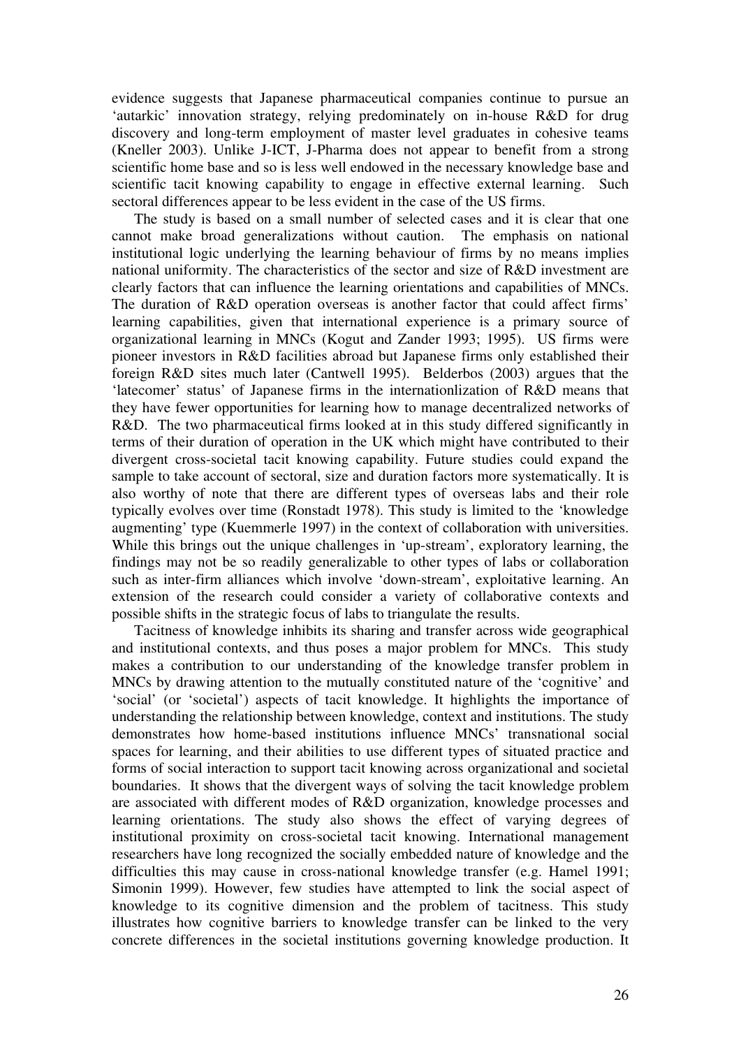evidence suggests that Japanese pharmaceutical companies continue to pursue an 'autarkic' innovation strategy, relying predominately on in-house R&D for drug discovery and long-term employment of master level graduates in cohesive teams (Kneller 2003). Unlike J-ICT, J-Pharma does not appear to benefit from a strong scientific home base and so is less well endowed in the necessary knowledge base and scientific tacit knowing capability to engage in effective external learning. Such sectoral differences appear to be less evident in the case of the US firms.

The study is based on a small number of selected cases and it is clear that one cannot make broad generalizations without caution. The emphasis on national institutional logic underlying the learning behaviour of firms by no means implies national uniformity. The characteristics of the sector and size of R&D investment are clearly factors that can influence the learning orientations and capabilities of MNCs. The duration of R&D operation overseas is another factor that could affect firms' learning capabilities, given that international experience is a primary source of organizational learning in MNCs (Kogut and Zander 1993; 1995). US firms were pioneer investors in R&D facilities abroad but Japanese firms only established their foreign R&D sites much later (Cantwell 1995). Belderbos (2003) argues that the 'latecomer' status' of Japanese firms in the internationlization of R&D means that they have fewer opportunities for learning how to manage decentralized networks of R&D. The two pharmaceutical firms looked at in this study differed significantly in terms of their duration of operation in the UK which might have contributed to their divergent cross-societal tacit knowing capability. Future studies could expand the sample to take account of sectoral, size and duration factors more systematically. It is also worthy of note that there are different types of overseas labs and their role typically evolves over time (Ronstadt 1978). This study is limited to the 'knowledge augmenting' type (Kuemmerle 1997) in the context of collaboration with universities. While this brings out the unique challenges in 'up-stream', exploratory learning, the findings may not be so readily generalizable to other types of labs or collaboration such as inter-firm alliances which involve 'down-stream', exploitative learning. An extension of the research could consider a variety of collaborative contexts and possible shifts in the strategic focus of labs to triangulate the results.

Tacitness of knowledge inhibits its sharing and transfer across wide geographical and institutional contexts, and thus poses a major problem for MNCs. This study makes a contribution to our understanding of the knowledge transfer problem in MNCs by drawing attention to the mutually constituted nature of the 'cognitive' and 'social' (or 'societal') aspects of tacit knowledge. It highlights the importance of understanding the relationship between knowledge, context and institutions. The study demonstrates how home-based institutions influence MNCs' transnational social spaces for learning, and their abilities to use different types of situated practice and forms of social interaction to support tacit knowing across organizational and societal boundaries. It shows that the divergent ways of solving the tacit knowledge problem are associated with different modes of R&D organization, knowledge processes and learning orientations. The study also shows the effect of varying degrees of institutional proximity on cross-societal tacit knowing. International management researchers have long recognized the socially embedded nature of knowledge and the difficulties this may cause in cross-national knowledge transfer (e.g. Hamel 1991; Simonin 1999). However, few studies have attempted to link the social aspect of knowledge to its cognitive dimension and the problem of tacitness. This study illustrates how cognitive barriers to knowledge transfer can be linked to the very concrete differences in the societal institutions governing knowledge production. It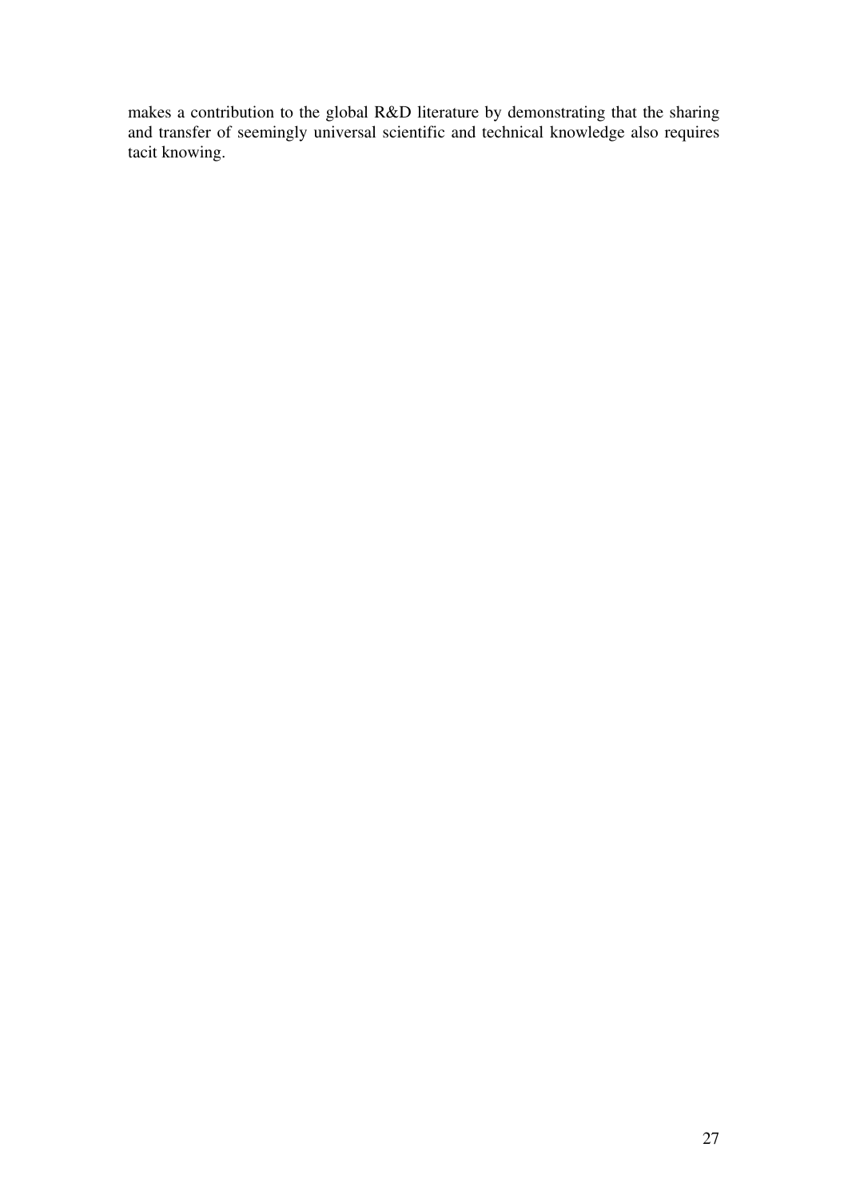makes a contribution to the global R&D literature by demonstrating that the sharing and transfer of seemingly universal scientific and technical knowledge also requires tacit knowing.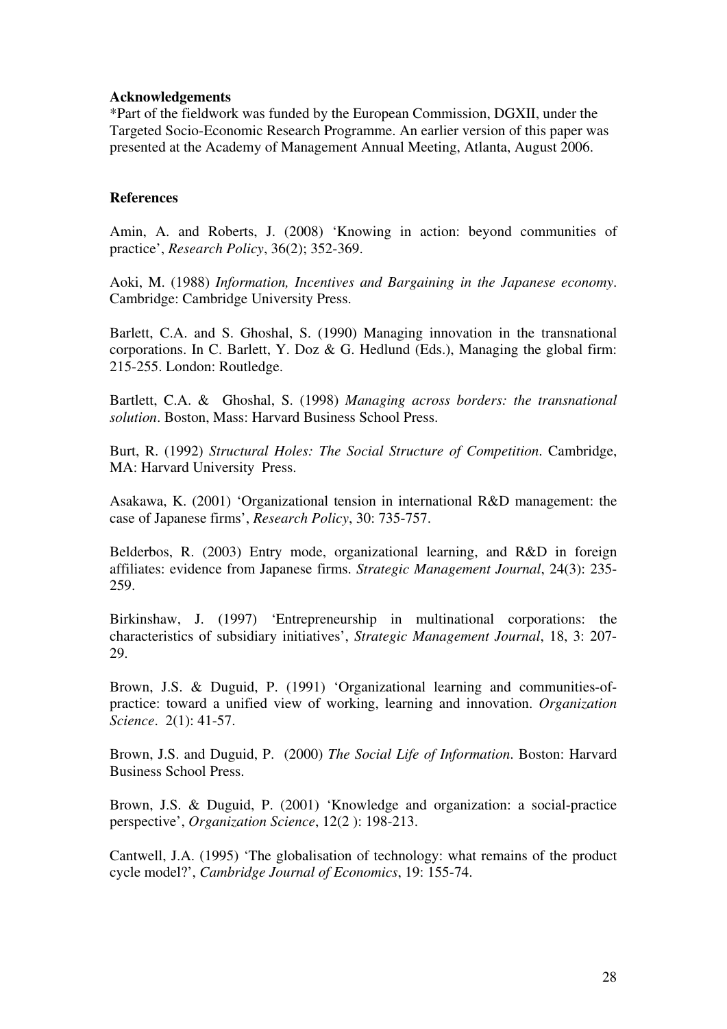**Acknowledgements**

*Part of the fieldwork was funded by the European Commission, DGXII, under the Targeted Socio-Economic Research Programme. An earlier version of this paper was presented at the Academy of Management Annual Meeting, Atlanta, August 2006.

**References**

Amin, A. and Roberts, J. (2008) 'Knowing in action: beyond communities of practice', *Research Policy*, 36(2); 352-369.

Aoki, M. (1988) *Information, Incentives and Bargaining in the Japanese economy*. Cambridge: Cambridge University Press.

Barlett, C.A. and S. Ghoshal, S. (1990) Managing innovation in the transnational corporations. In C. Barlett, Y. Doz & G. Hedlund (Eds.), Managing the global firm: 215-255. London: Routledge.

Bartlett, C.A. & Ghoshal, S. (1998) *Managing across borders: the transnational solution*. Boston, Mass: Harvard Business School Press.

Burt, R. (1992) *Structural Holes: The Social Structure of Competition*. Cambridge, MA: Harvard University Press.

Asakawa, K. (2001) 'Organizational tension in international R&D management: the case of Japanese firms', *Research Policy*, 30: 735-757.

Belderbos, R. (2003) Entry mode, organizational learning, and R&D in foreign affiliates: evidence from Japanese firms. *Strategic Management Journal*, 24(3): 235-259.

Birkinshaw, J. (1997) 'Entrepreneurship in multinational corporations: the characteristics of subsidiary initiatives', *Strategic Management Journal*, 18, 3: 207-29.

Brown, J.S. & Duguid, P. (1991) 'Organizational learning and communities-of-practice: toward a unified view of working, learning and innovation. *Organization Science*. 2(1): 41-57.

Brown, J.S. and Duguid, P. (2000) *The Social Life of Information*. Boston: Harvard Business School Press.

Brown, J.S. & Duguid, P. (2001) 'Knowledge and organization: a social-practice perspective', *Organization Science*, 12(2 ): 198-213.

Cantwell, J.A. (1995) 'The globalisation of technology: what remains of the product cycle model?', *Cambridge Journal of Economics*, 19: 155-74.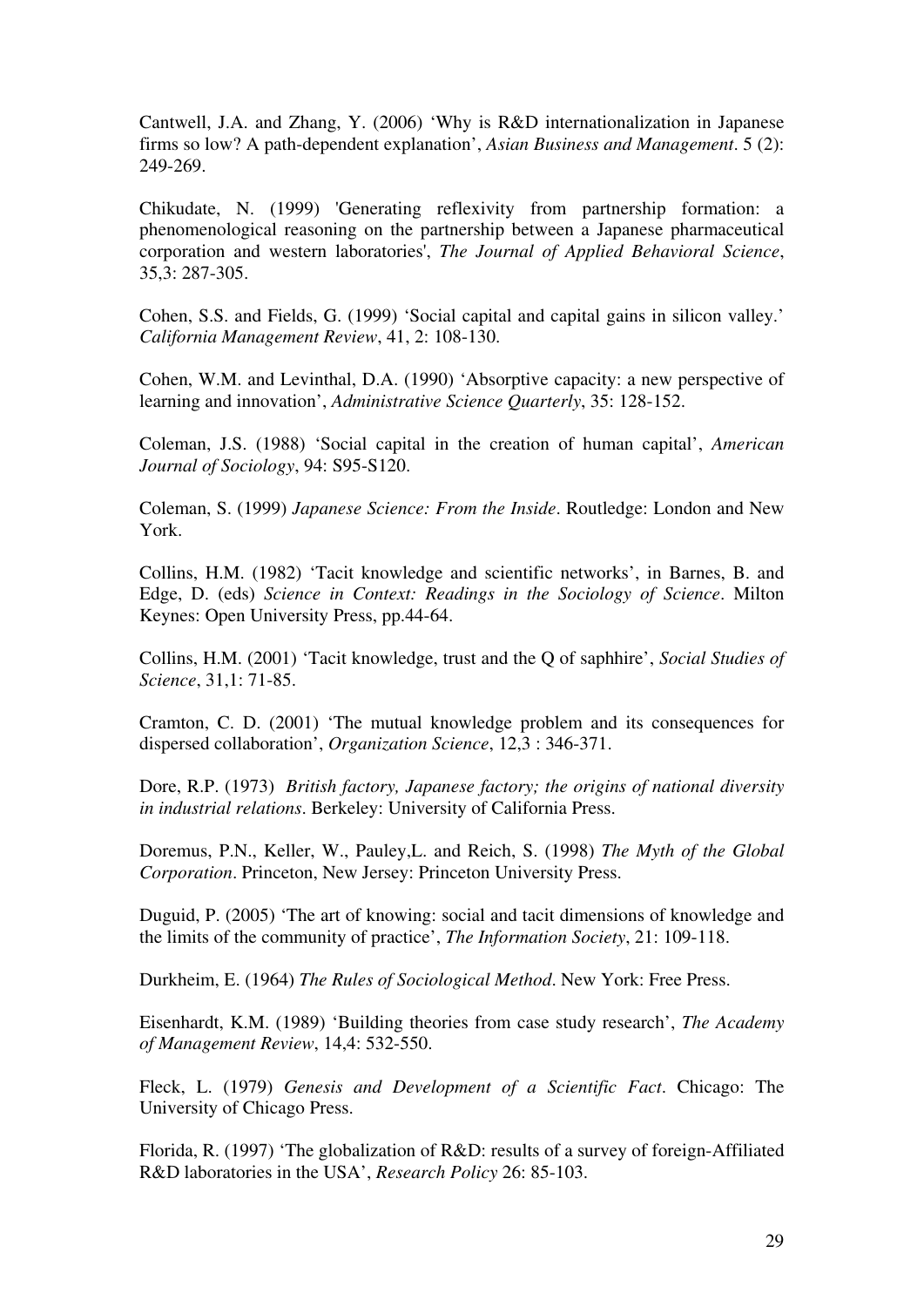Cantwell, J.A. and Zhang, Y. (2006) 'Why is R&D internationalization in Japanese firms so low? A path-dependent explanation', *Asian Business and Management*. 5 (2): 249-269.

Chikudate, N. (1999) 'Generating reflexivity from partnership formation: a phenomenological reasoning on the partnership between a Japanese pharmaceutical corporation and western laboratories', *The Journal of Applied Behavioral Science*, 35,3: 287-305.

Cohen, S.S. and Fields, G. (1999) 'Social capital and capital gains in silicon valley.' *California Management Review*, 41, 2: 108-130.

Cohen, W.M. and Levinthal, D.A. (1990) 'Absorptive capacity: a new perspective of learning and innovation', *Administrative Science Quarterly*, 35: 128-152.

Coleman, J.S. (1988) 'Social capital in the creation of human capital', *American Journal of Sociology*, 94: S95-S120.

Coleman, S. (1999) *Japanese Science: From the Inside*. Routledge: London and New York.

Collins, H.M. (1982) 'Tacit knowledge and scientific networks', in Barnes, B. and Edge, D. (eds) *Science in Context: Readings in the Sociology of Science*. Milton Keynes: Open University Press, pp.44-64.

Collins, H.M. (2001) 'Tacit knowledge, trust and the Q of saphhire', *Social Studies of Science*, 31,1: 71-85.

Cramton, C. D. (2001) 'The mutual knowledge problem and its consequences for dispersed collaboration', *Organization Science*, 12,3 : 346-371.

Dore, R.P. (1973) *British factory, Japanese factory; the origins of national diversity in industrial relations*. Berkeley: University of California Press.

Doremus, P.N., Keller, W., Pauley,L. and Reich, S. (1998) *The Myth of the Global Corporation*. Princeton, New Jersey: Princeton University Press.

Duguid, P. (2005) 'The art of knowing: social and tacit dimensions of knowledge and the limits of the community of practice', *The Information Society*, 21: 109-118.

Durkheim, E. (1964) *The Rules of Sociological Method*. New York: Free Press.

Eisenhardt, K.M. (1989) 'Building theories from case study research', *The Academy of Management Review*, 14,4: 532-550.

Fleck, L. (1979) *Genesis and Development of a Scientific Fact*. Chicago: The University of Chicago Press.

Florida, R. (1997) 'The globalization of R&D: results of a survey of foreign-Affiliated R&D laboratories in the USA', *Research Policy* 26: 85-103.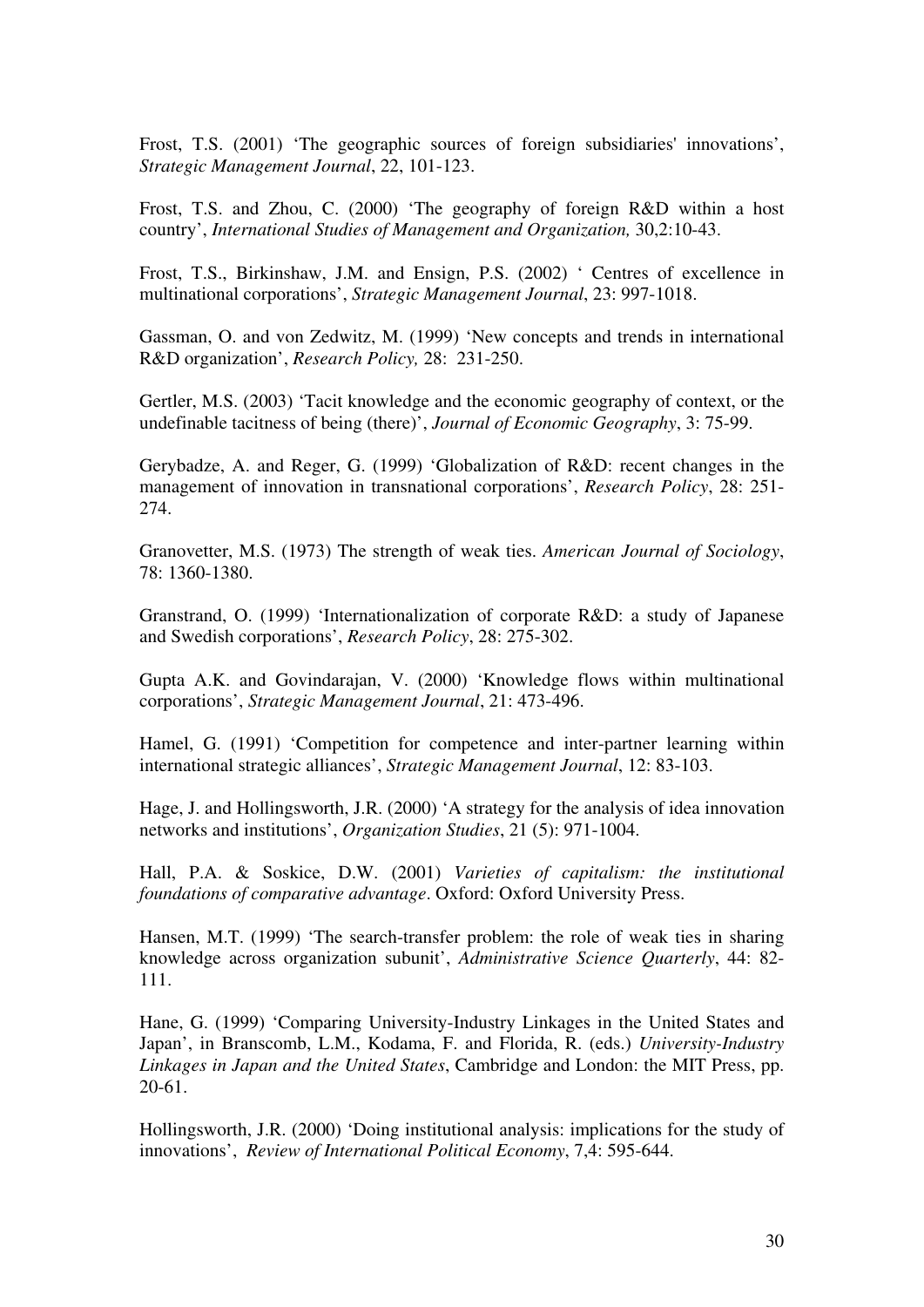Frost, T.S. (2001) 'The geographic sources of foreign subsidiaries' innovations', *Strategic Management Journal*, 22, 101-123.

Frost, T.S. and Zhou, C. (2000) 'The geography of foreign R&D within a host country', *International Studies of Management and Organization,* 30,2:10-43.

Frost, T.S., Birkinshaw, J.M. and Ensign, P.S. (2002) ' Centres of excellence in multinational corporations', *Strategic Management Journal*, 23: 997-1018.

Gassman, O. and von Zedwitz, M. (1999) 'New concepts and trends in international R&D organization', *Research Policy,* 28: 231-250.

Gertler, M.S. (2003) 'Tacit knowledge and the economic geography of context, or the undefinable tacitness of being (there)', *Journal of Economic Geography*, 3: 75-99.

Gerybadze, A. and Reger, G. (1999) 'Globalization of R&D: recent changes in the management of innovation in transnational corporations', *Research Policy*, 28: 251-274.

Granovetter, M.S. (1973) The strength of weak ties. *American Journal of Sociology*, 78: 1360-1380.

Granstrand, O. (1999) 'Internationalization of corporate R&D: a study of Japanese and Swedish corporations', *Research Policy*, 28: 275-302.

Gupta A.K. and Govindarajan, V. (2000) 'Knowledge flows within multinational corporations', *Strategic Management Journal*, 21: 473-496.

Hamel, G. (1991) 'Competition for competence and inter-partner learning within international strategic alliances', *Strategic Management Journal*, 12: 83-103.

Hage, J. and Hollingsworth, J.R. (2000) 'A strategy for the analysis of idea innovation networks and institutions', *Organization Studies*, 21 (5): 971-1004.

Hall, P.A. & Soskice, D.W. (2001) *Varieties of capitalism: the institutional foundations of comparative advantage*. Oxford: Oxford University Press.

Hansen, M.T. (1999) 'The search-transfer problem: the role of weak ties in sharing knowledge across organization subunit', *Administrative Science Quarterly*, 44: 82-111.

Hane, G. (1999) 'Comparing University-Industry Linkages in the United States and Japan', in Branscomb, L.M., Kodama, F. and Florida, R. (eds.) *University-Industry Linkages in Japan and the United States*, Cambridge and London: the MIT Press, pp. 20-61.

Hollingsworth, J.R. (2000) 'Doing institutional analysis: implications for the study of innovations', *Review of International Political Economy*, 7,4: 595-644.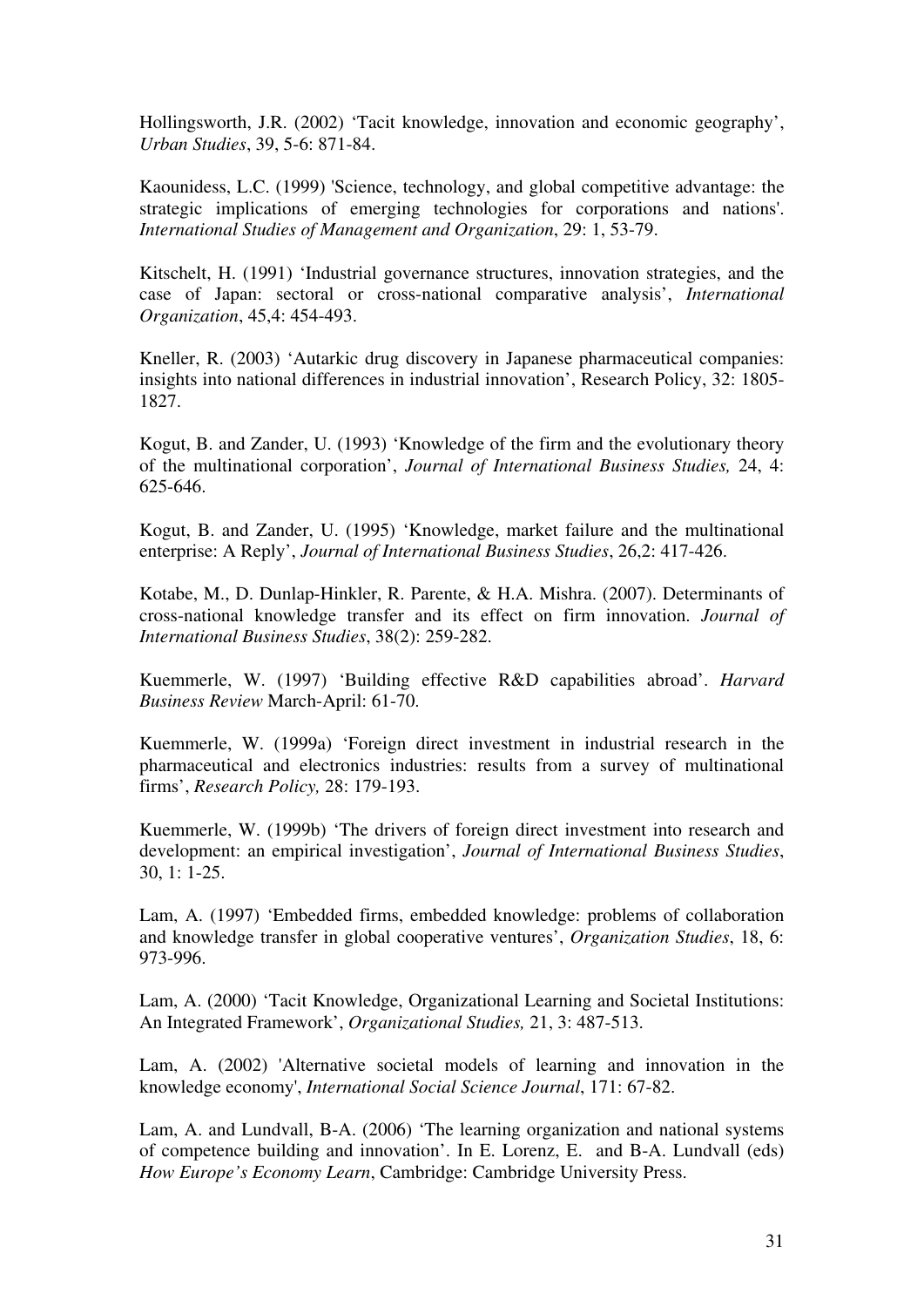Hollingsworth, J.R. (2002) 'Tacit knowledge, innovation and economic geography', *Urban Studies*, 39, 5-6: 871-84.

Kaounidess, L.C. (1999) 'Science, technology, and global competitive advantage: the strategic implications of emerging technologies for corporations and nations'. *International Studies of Management and Organization*, 29: 1, 53-79.

Kitschelt, H. (1991) 'Industrial governance structures, innovation strategies, and the case of Japan: sectoral or cross-national comparative analysis', *International Organization*, 45,4: 454-493.

Kneller, R. (2003) 'Autarkic drug discovery in Japanese pharmaceutical companies: insights into national differences in industrial innovation', Research Policy, 32: 1805-1827.

Kogut, B. and Zander, U. (1993) 'Knowledge of the firm and the evolutionary theory of the multinational corporation', *Journal of International Business Studies,* 24, 4: 625-646.

Kogut, B. and Zander, U. (1995) 'Knowledge, market failure and the multinational enterprise: A Reply', *Journal of International Business Studies*, 26,2: 417-426.

Kotabe, M., D. Dunlap-Hinkler, R. Parente, & H.A. Mishra. (2007). Determinants of cross-national knowledge transfer and its effect on firm innovation. *Journal of International Business Studies*, 38(2): 259-282.

Kuemmerle, W. (1997) 'Building effective R&D capabilities abroad'. *Harvard Business Review* March-April: 61-70.

Kuemmerle, W. (1999a) 'Foreign direct investment in industrial research in the pharmaceutical and electronics industries: results from a survey of multinational firms', *Research Policy,* 28: 179-193.

Kuemmerle, W. (1999b) 'The drivers of foreign direct investment into research and development: an empirical investigation', *Journal of International Business Studies*, 30, 1: 1-25.

Lam, A. (1997) 'Embedded firms, embedded knowledge: problems of collaboration and knowledge transfer in global cooperative ventures', *Organization Studies*, 18, 6: 973-996.

Lam, A. (2000) 'Tacit Knowledge, Organizational Learning and Societal Institutions: An Integrated Framework', *Organizational Studies,* 21, 3: 487-513.

Lam, A. (2002) 'Alternative societal models of learning and innovation in the knowledge economy', *International Social Science Journal*, 171: 67-82.

Lam, A. and Lundvall, B-A. (2006) 'The learning organization and national systems of competence building and innovation'. In E. Lorenz, E. and B-A. Lundvall (eds) *How Europe's Economy Learn*, Cambridge: Cambridge University Press.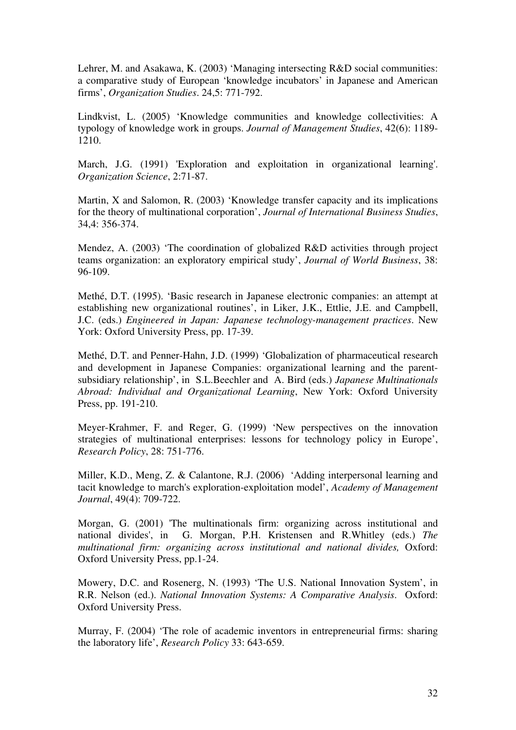Lehrer, M. and Asakawa, K. (2003) 'Managing intersecting R&D social communities: a comparative study of European 'knowledge incubators' in Japanese and American firms', *Organization Studies*. 24,5: 771-792.

Lindkvist, L. (2005) 'Knowledge communities and knowledge collectivities: A typology of knowledge work in groups. *Journal of Management Studies*, 42(6): 1189-1210.

March, J.G. (1991) 'Exploration and exploitation in organizational learning'. *Organization Science*, 2:71-87.

Martin, X and Salomon, R. (2003) 'Knowledge transfer capacity and its implications for the theory of multinational corporation', *Journal of International Business Studies*, 34,4: 356-374.

Mendez, A. (2003) 'The coordination of globalized R&D activities through project teams organization: an exploratory empirical study', *Journal of World Business*, 38: 96-109.

Methé, D.T. (1995). 'Basic research in Japanese electronic companies: an attempt at establishing new organizational routines', in Liker, J.K., Ettlie, J.E. and Campbell, J.C. (eds.) *Engineered in Japan: Japanese technology-management practices*. New York: Oxford University Press, pp. 17-39.

Methé, D.T. and Penner-Hahn, J.D. (1999) 'Globalization of pharmaceutical research and development in Japanese Companies: organizational learning and the parent-subsidiary relationship', in S.L.Beechler and A. Bird (eds.) *Japanese Multinationals Abroad: Individual and Organizational Learning*, New York: Oxford University Press, pp. 191-210.

Meyer-Krahmer, F. and Reger, G. (1999) 'New perspectives on the innovation strategies of multinational enterprises: lessons for technology policy in Europe', *Research Policy*, 28: 751-776.

Miller, K.D., Meng, Z. & Calantone, R.J. (2006) 'Adding interpersonal learning and tacit knowledge to march's exploration-exploitation model', *Academy of Management Journal*, 49(4): 709-722.

Morgan, G. (2001) 'The multinationals firm: organizing across institutional and national divides', in G. Morgan, P.H. Kristensen and R.Whitley (eds.) *The multinational firm: organizing across institutional and national divides,* Oxford: Oxford University Press, pp.1-24.

Mowery, D.C. and Rosenerg, N. (1993) 'The U.S. National Innovation System', in R.R. Nelson (ed.). *National Innovation Systems: A Comparative Analysis*. Oxford: Oxford University Press.

Murray, F. (2004) 'The role of academic inventors in entrepreneurial firms: sharing the laboratory life', *Research Policy* 33: 643-659.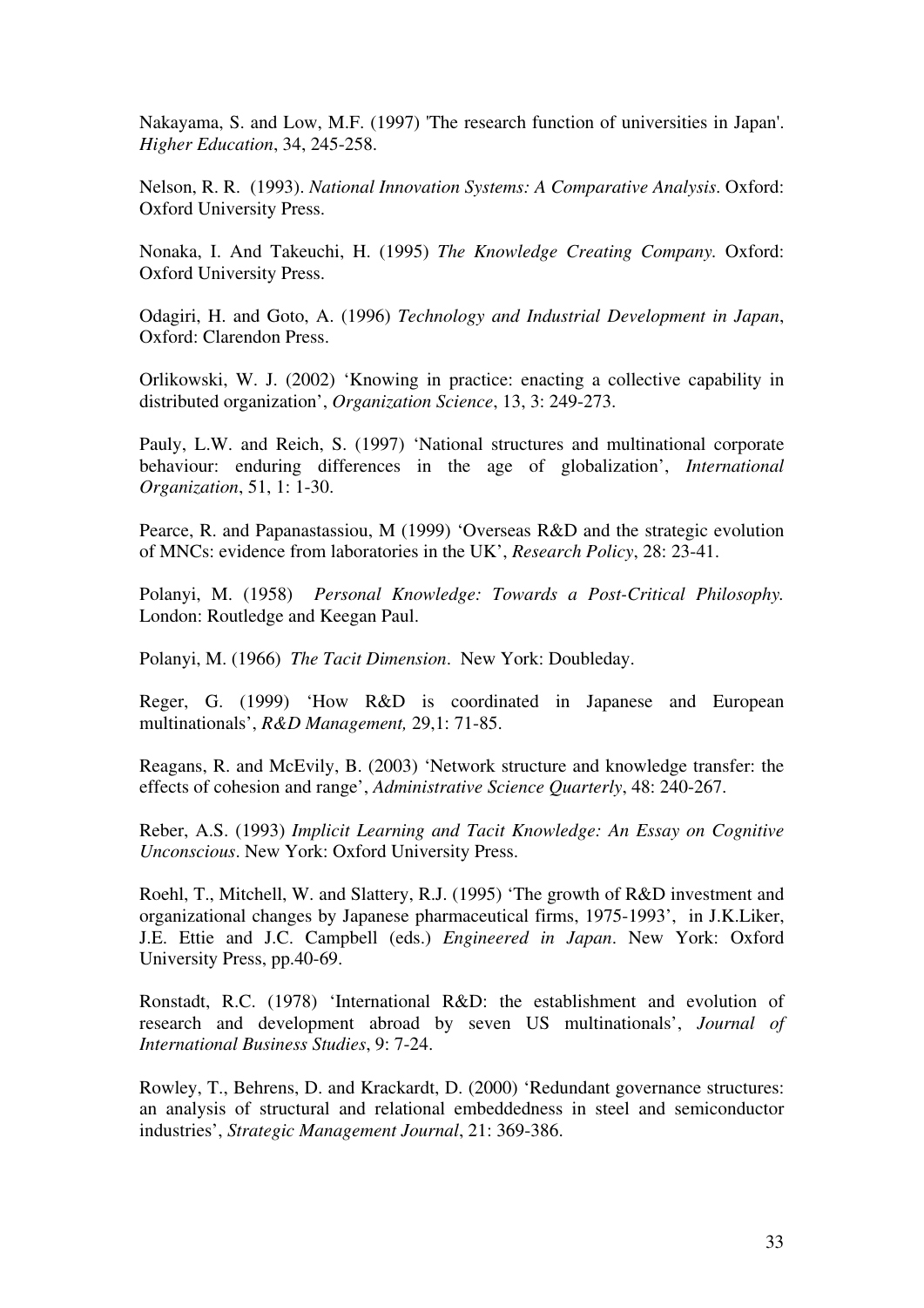Nakayama, S. and Low, M.F. (1997) 'The research function of universities in Japan'. *Higher Education*, 34, 245-258.

Nelson, R. R. (1993). *National Innovation Systems: A Comparative Analysis*. Oxford: Oxford University Press.

Nonaka, I. And Takeuchi, H. (1995) *The Knowledge Creating Company.* Oxford: Oxford University Press.

Odagiri, H. and Goto, A. (1996) *Technology and Industrial Development in Japan*, Oxford: Clarendon Press.

Orlikowski, W. J. (2002) 'Knowing in practice: enacting a collective capability in distributed organization', *Organization Science*, 13, 3: 249-273.

Pauly, L.W. and Reich, S. (1997) 'National structures and multinational corporate behaviour: enduring differences in the age of globalization', *International Organization*, 51, 1: 1-30.

Pearce, R. and Papanastassiou, M (1999) 'Overseas R&D and the strategic evolution of MNCs: evidence from laboratories in the UK', *Research Policy*, 28: 23-41.

Polanyi, M. (1958) *Personal Knowledge: Towards a Post-Critical Philosophy.* London: Routledge and Keegan Paul.

Polanyi, M. (1966) *The Tacit Dimension*. New York: Doubleday.

Reger, G. (1999) 'How R&D is coordinated in Japanese and European multinationals', *R&D Management,* 29,1: 71-85.

Reagans, R. and McEvily, B. (2003) 'Network structure and knowledge transfer: the effects of cohesion and range', *Administrative Science Quarterly*, 48: 240-267.

Reber, A.S. (1993) *Implicit Learning and Tacit Knowledge: An Essay on Cognitive Unconscious*. New York: Oxford University Press.

Roehl, T., Mitchell, W. and Slattery, R.J. (1995) 'The growth of R&D investment and organizational changes by Japanese pharmaceutical firms, 1975-1993', in J.K.Liker, J.E. Ettie and J.C. Campbell (eds.) *Engineered in Japan*. New York: Oxford University Press, pp.40-69.

Ronstadt, R.C. (1978) 'International R&D: the establishment and evolution of research and development abroad by seven US multinationals', *Journal of International Business Studies*, 9: 7-24.

Rowley, T., Behrens, D. and Krackardt, D. (2000) 'Redundant governance structures: an analysis of structural and relational embeddedness in steel and semiconductor industries', *Strategic Management Journal*, 21: 369-386.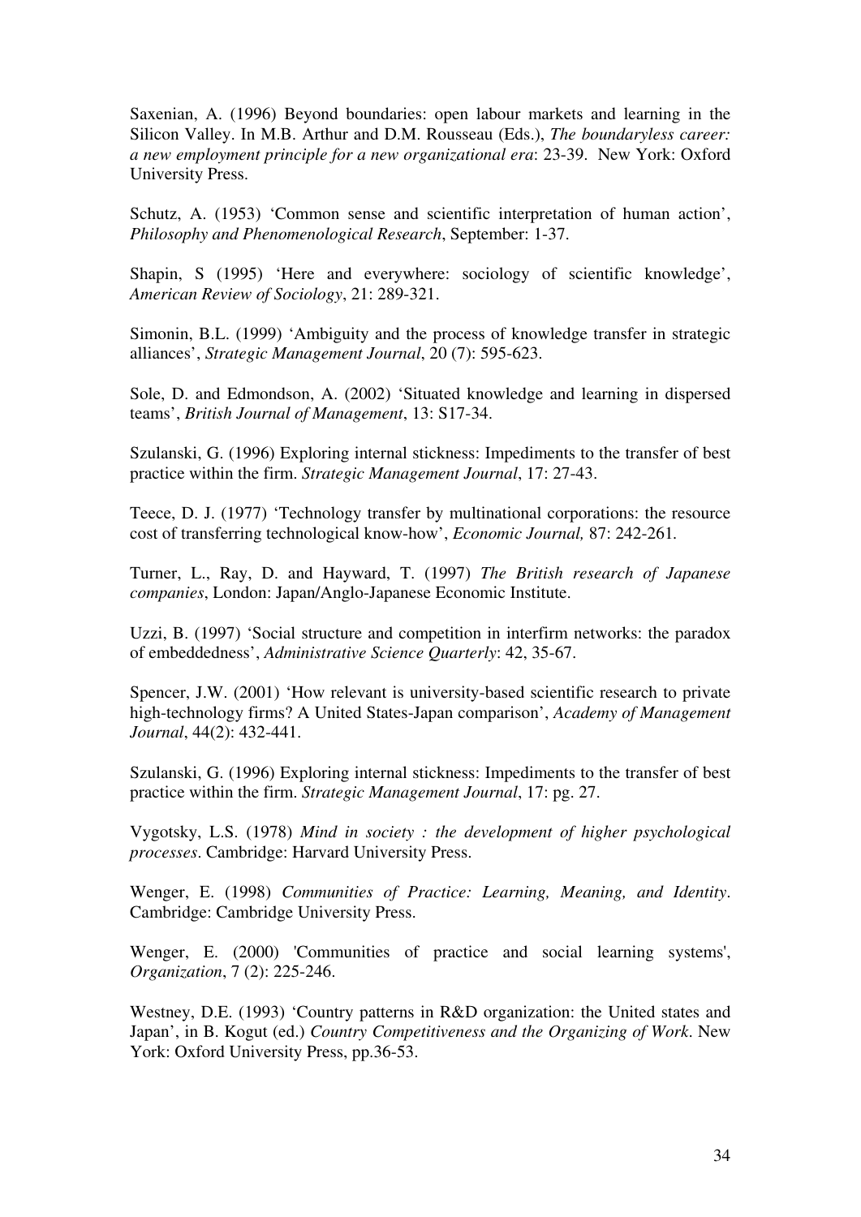Saxenian, A. (1996) Beyond boundaries: open labour markets and learning in the Silicon Valley. In M.B. Arthur and D.M. Rousseau (Eds.), *The boundaryless career: a new employment principle for a new organizational era*: 23-39. New York: Oxford University Press.

Schutz, A. (1953) 'Common sense and scientific interpretation of human action', *Philosophy and Phenomenological Research*, September: 1-37.

Shapin, S (1995) 'Here and everywhere: sociology of scientific knowledge', *American Review of Sociology*, 21: 289-321.

Simonin, B.L. (1999) 'Ambiguity and the process of knowledge transfer in strategic alliances', *Strategic Management Journal*, 20 (7): 595-623.

Sole, D. and Edmondson, A. (2002) 'Situated knowledge and learning in dispersed teams', *British Journal of Management*, 13: S17-34.

Szulanski, G. (1996) Exploring internal stickness: Impediments to the transfer of best practice within the firm. *Strategic Management Journal*, 17: 27-43.

Teece, D. J. (1977) 'Technology transfer by multinational corporations: the resource cost of transferring technological know-how', *Economic Journal,* 87: 242-261.

Turner, L., Ray, D. and Hayward, T. (1997) *The British research of Japanese companies*, London: Japan/Anglo-Japanese Economic Institute.

Uzzi, B. (1997) 'Social structure and competition in interfirm networks: the paradox of embeddedness', *Administrative Science Quarterly*: 42, 35-67.

Spencer, J.W. (2001) 'How relevant is university-based scientific research to private high-technology firms? A United States-Japan comparison', *Academy of Management Journal*, 44(2): 432-441.

Szulanski, G. (1996) Exploring internal stickness: Impediments to the transfer of best practice within the firm. *Strategic Management Journal*, 17: pg. 27.

Vygotsky, L.S. (1978) *Mind in society : the development of higher psychological processes*. Cambridge: Harvard University Press.

Wenger, E. (1998) *Communities of Practice: Learning, Meaning, and Identity*. Cambridge: Cambridge University Press.

Wenger, E. (2000) 'Communities of practice and social learning systems', *Organization*, 7 (2): 225-246.

Westney, D.E. (1993) 'Country patterns in R&D organization: the United states and Japan', in B. Kogut (ed.) *Country Competitiveness and the Organizing of Work*. New York: Oxford University Press, pp.36-53.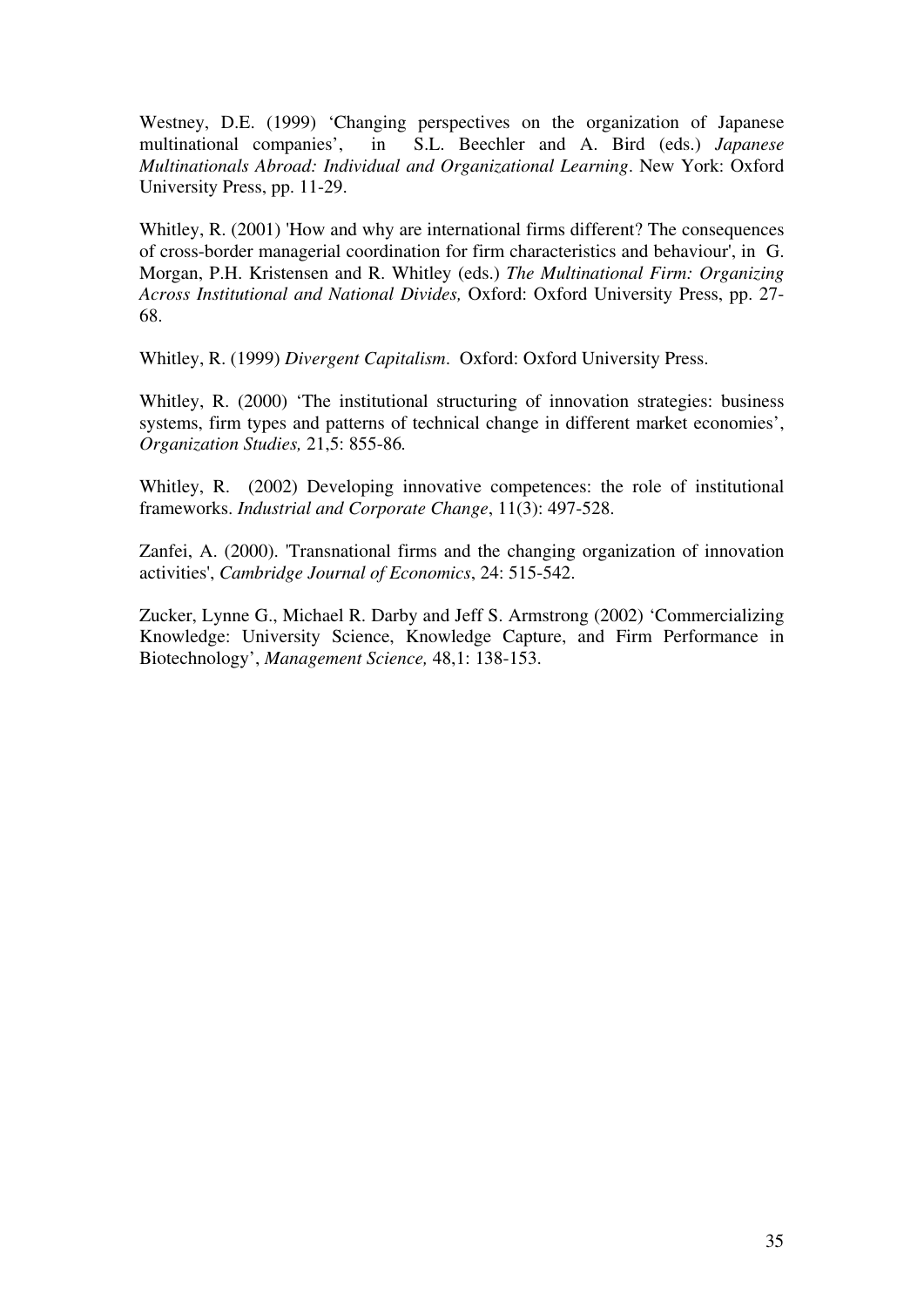Westney, D.E. (1999) 'Changing perspectives on the organization of Japanese multinational companies', in S.L. Beechler and A. Bird (eds.) *Japanese Multinationals Abroad: Individual and Organizational Learning*. New York: Oxford University Press, pp. 11-29.

Whitley, R. (2001) 'How and why are international firms different? The consequences of cross-border managerial coordination for firm characteristics and behaviour', in G. Morgan, P.H. Kristensen and R. Whitley (eds.) *The Multinational Firm: Organizing Across Institutional and National Divides,* Oxford: Oxford University Press, pp. 27-68.

Whitley, R. (1999) *Divergent Capitalism*. Oxford: Oxford University Press.

Whitley, R. (2000) 'The institutional structuring of innovation strategies: business systems, firm types and patterns of technical change in different market economies', *Organization Studies,* 21,5: 855-86*.*

Whitley, R. (2002) Developing innovative competences: the role of institutional frameworks. *Industrial and Corporate Change*, 11(3): 497-528.

Zanfei, A. (2000). 'Transnational firms and the changing organization of innovation activities', *Cambridge Journal of Economics*, 24: 515-542.

Zucker, Lynne G., Michael R. Darby and Jeff S. Armstrong (2002) 'Commercializing Knowledge: University Science, Knowledge Capture, and Firm Performance in Biotechnology', *Management Science,* 48,1: 138-153.